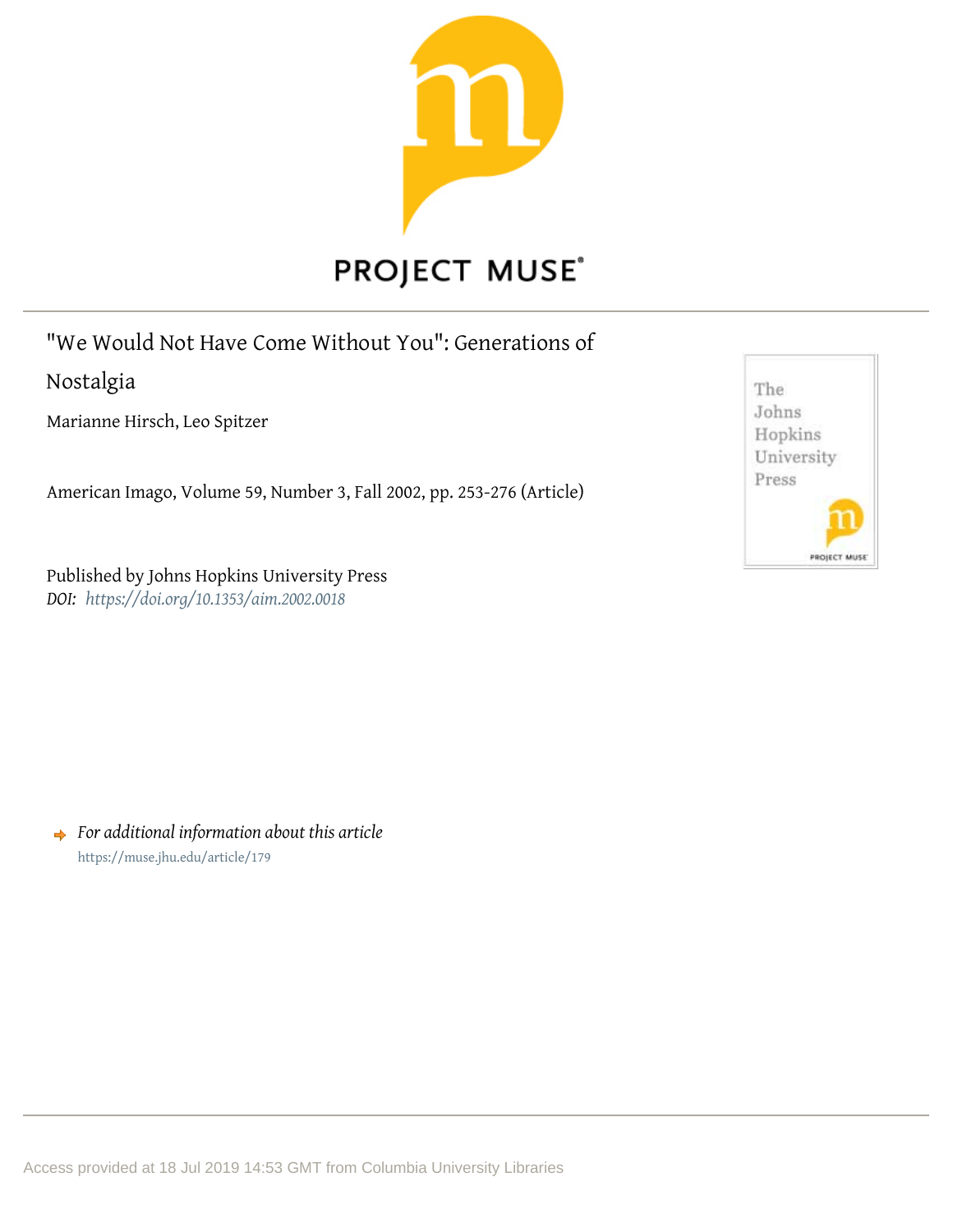PROJECT MUSE®

"We Would Not Have Come Without You": Generations of Nostalgia

Marianne Hirsch, Leo Spitzer

American Imago, Volume 59, Number 3, Fall 2002, pp. 253-276 (Article)

Published by Johns Hopkins University Press
*DOI: https://doi.org/10.1353/aim.2002.0018*

*For additional information about this article*
https://muse.jhu.edu/article/179

Access provided at 18 Jul 2019 14:53 GMT from Columbia University Libraries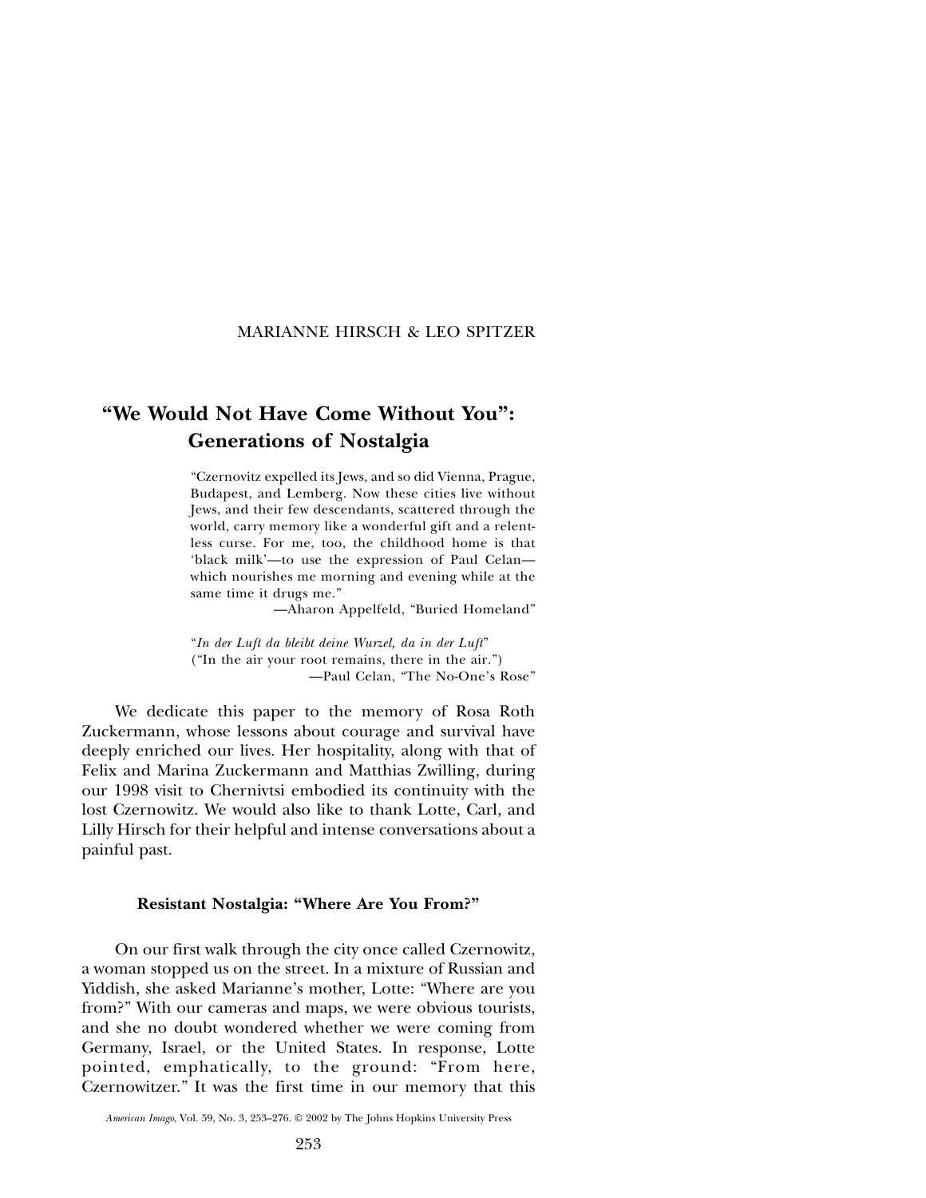MARIANNE HIRSCH & LEO SPITZER

# "We Would Not Have Come Without You": Generations of Nostalgia

> "Czernovitz expelled its Jews, and so did Vienna, Prague, Budapest, and Lemberg. Now these cities live without Jews, and their few descendants, scattered through the world, carry memory like a wonderful gift and a relentless curse. For me, too, the childhood home is that 'black milk'—to use the expression of Paul Celan—which nourishes me morning and evening while at the same time it drugs me."
>
> —Aharon Appelfeld, "Buried Homeland"

> "*In der Luft da bleibt deine Wurzel, da in der Luft*"
> ("In the air your root remains, there in the air.")
>
> —Paul Celan, "The No-One's Rose"

We dedicate this paper to the memory of Rosa Roth Zuckermann, whose lessons about courage and survival have deeply enriched our lives. Her hospitality, along with that of Felix and Marina Zuckermann and Matthias Zwilling, during our 1998 visit to Chernivtsi embodied its continuity with the lost Czernowitz. We would also like to thank Lotte, Carl, and Lilly Hirsch for their helpful and intense conversations about a painful past.

### Resistant Nostalgia: "Where Are You From?"

On our first walk through the city once called Czernowitz, a woman stopped us on the street. In a mixture of Russian and Yiddish, she asked Marianne's mother, Lotte: "Where are you from?" With our cameras and maps, we were obvious tourists, and she no doubt wondered whether we were coming from Germany, Israel, or the United States. In response, Lotte pointed, emphatically, to the ground: "From here, Czernowitzer." It was the first time in our memory that this

*American Imago*, Vol. 59, No. 3, 253–276. © 2002 by The Johns Hopkins University Press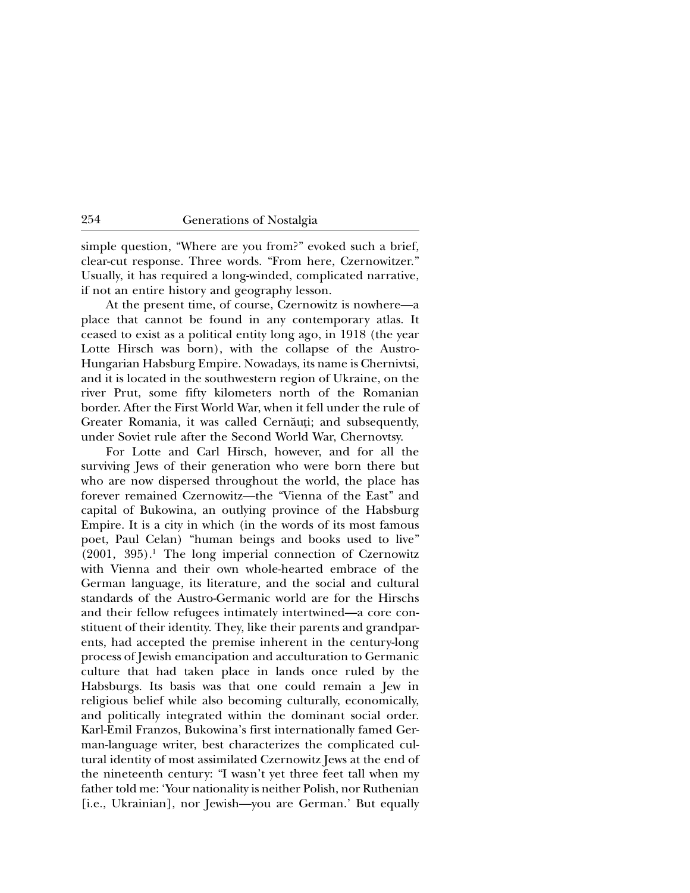simple question, "Where are you from?" evoked such a brief, clear-cut response. Three words. "From here, Czernowitzer." Usually, it has required a long-winded, complicated narrative, if not an entire history and geography lesson.

At the present time, of course, Czernowitz is nowhere—a place that cannot be found in any contemporary atlas. It ceased to exist as a political entity long ago, in 1918 (the year Lotte Hirsch was born), with the collapse of the Austro-Hungarian Habsburg Empire. Nowadays, its name is Chernivtsi, and it is located in the southwestern region of Ukraine, on the river Prut, some fifty kilometers north of the Romanian border. After the First World War, when it fell under the rule of Greater Romania, it was called Cernăuţi; and subsequently, under Soviet rule after the Second World War, Chernovtsy.

For Lotte and Carl Hirsch, however, and for all the surviving Jews of their generation who were born there but who are now dispersed throughout the world, the place has forever remained Czernowitz—the "Vienna of the East" and capital of Bukowina, an outlying province of the Habsburg Empire. It is a city in which (in the words of its most famous poet, Paul Celan) "human beings and books used to live" (2001, 395).[1] The long imperial connection of Czernowitz with Vienna and their own whole-hearted embrace of the German language, its literature, and the social and cultural standards of the Austro-Germanic world are for the Hirschs and their fellow refugees intimately intertwined—a core constituent of their identity. They, like their parents and grandparents, had accepted the premise inherent in the century-long process of Jewish emancipation and acculturation to Germanic culture that had taken place in lands once ruled by the Habsburgs. Its basis was that one could remain a Jew in religious belief while also becoming culturally, economically, and politically integrated within the dominant social order. Karl-Emil Franzos, Bukowina's first internationally famed German-language writer, best characterizes the complicated cultural identity of most assimilated Czernowitz Jews at the end of the nineteenth century: "I wasn't yet three feet tall when my father told me: 'Your nationality is neither Polish, nor Ruthenian [i.e., Ukrainian], nor Jewish—you are German.' But equally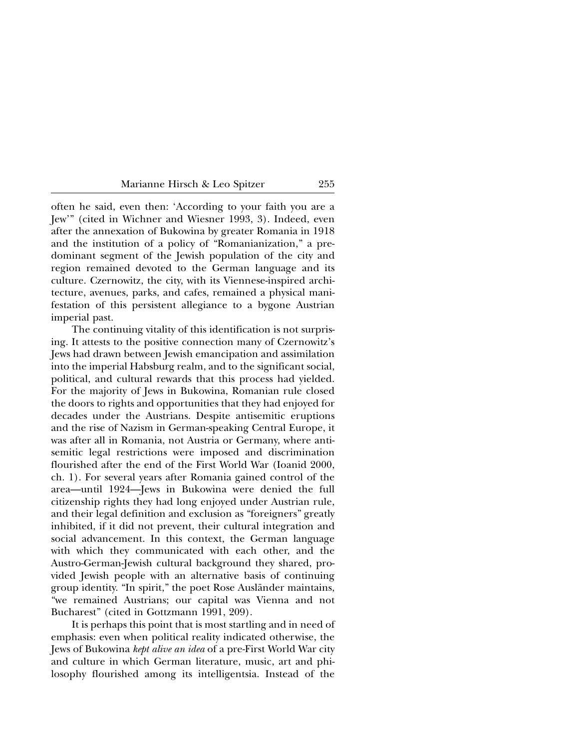often he said, even then: 'According to your faith you are a Jew'" (cited in Wichner and Wiesner 1993, 3). Indeed, even after the annexation of Bukowina by greater Romania in 1918 and the institution of a policy of "Romanianization," a predominant segment of the Jewish population of the city and region remained devoted to the German language and its culture. Czernowitz, the city, with its Viennese-inspired architecture, avenues, parks, and cafes, remained a physical manifestation of this persistent allegiance to a bygone Austrian imperial past.

The continuing vitality of this identification is not surprising. It attests to the positive connection many of Czernowitz's Jews had drawn between Jewish emancipation and assimilation into the imperial Habsburg realm, and to the significant social, political, and cultural rewards that this process had yielded. For the majority of Jews in Bukowina, Romanian rule closed the doors to rights and opportunities that they had enjoyed for decades under the Austrians. Despite antisemitic eruptions and the rise of Nazism in German-speaking Central Europe, it was after all in Romania, not Austria or Germany, where antisemitic legal restrictions were imposed and discrimination flourished after the end of the First World War (Ioanid 2000, ch. 1). For several years after Romania gained control of the area—until 1924—Jews in Bukowina were denied the full citizenship rights they had long enjoyed under Austrian rule, and their legal definition and exclusion as "foreigners" greatly inhibited, if it did not prevent, their cultural integration and social advancement. In this context, the German language with which they communicated with each other, and the Austro-German-Jewish cultural background they shared, provided Jewish people with an alternative basis of continuing group identity. "In spirit," the poet Rose Ausländer maintains, "we remained Austrians; our capital was Vienna and not Bucharest" (cited in Gottzmann 1991, 209).

It is perhaps this point that is most startling and in need of emphasis: even when political reality indicated otherwise, the Jews of Bukowina *kept alive an idea* of a pre-First World War city and culture in which German literature, music, art and philosophy flourished among its intelligentsia. Instead of the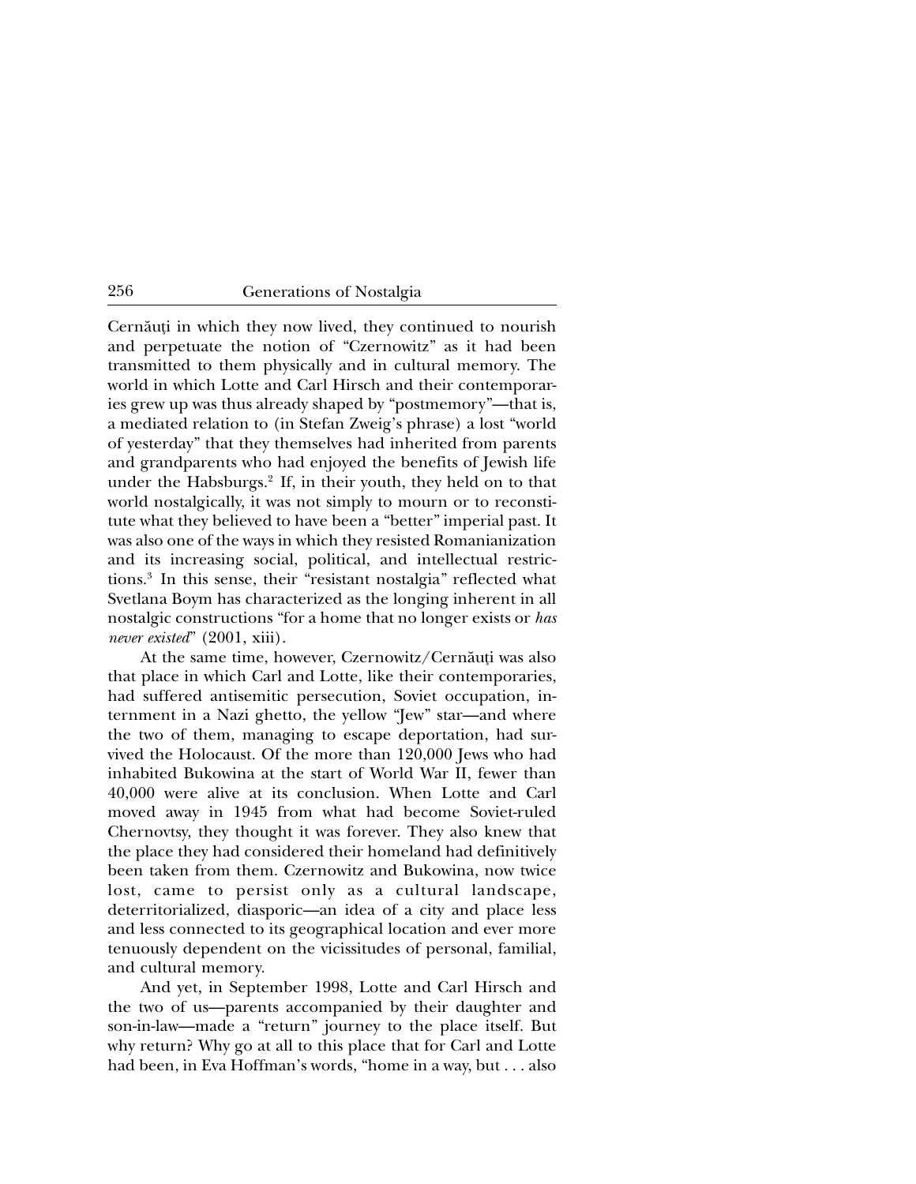Cernăuţi in which they now lived, they continued to nourish and perpetuate the notion of "Czernowitz" as it had been transmitted to them physically and in cultural memory. The world in which Lotte and Carl Hirsch and their contemporaries grew up was thus already shaped by "postmemory"—that is, a mediated relation to (in Stefan Zweig's phrase) a lost "world of yesterday" that they themselves had inherited from parents and grandparents who had enjoyed the benefits of Jewish life under the Habsburgs.[2] If, in their youth, they held on to that world nostalgically, it was not simply to mourn or to reconstitute what they believed to have been a "better" imperial past. It was also one of the ways in which they resisted Romanianization and its increasing social, political, and intellectual restrictions.[3] In this sense, their "resistant nostalgia" reflected what Svetlana Boym has characterized as the longing inherent in all nostalgic constructions "for a home that no longer exists or *has never existed*" (2001, xiii).

At the same time, however, Czernowitz/Cernăuţi was also that place in which Carl and Lotte, like their contemporaries, had suffered antisemitic persecution, Soviet occupation, internment in a Nazi ghetto, the yellow "Jew" star—and where the two of them, managing to escape deportation, had survived the Holocaust. Of the more than 120,000 Jews who had inhabited Bukowina at the start of World War II, fewer than 40,000 were alive at its conclusion. When Lotte and Carl moved away in 1945 from what had become Soviet-ruled Chernovtsy, they thought it was forever. They also knew that the place they had considered their homeland had definitively been taken from them. Czernowitz and Bukowina, now twice lost, came to persist only as a cultural landscape, deterritorialized, diasporic—an idea of a city and place less and less connected to its geographical location and ever more tenuously dependent on the vicissitudes of personal, familial, and cultural memory.

And yet, in September 1998, Lotte and Carl Hirsch and the two of us—parents accompanied by their daughter and son-in-law—made a "return" journey to the place itself. But why return? Why go at all to this place that for Carl and Lotte had been, in Eva Hoffman's words, "home in a way, but . . . also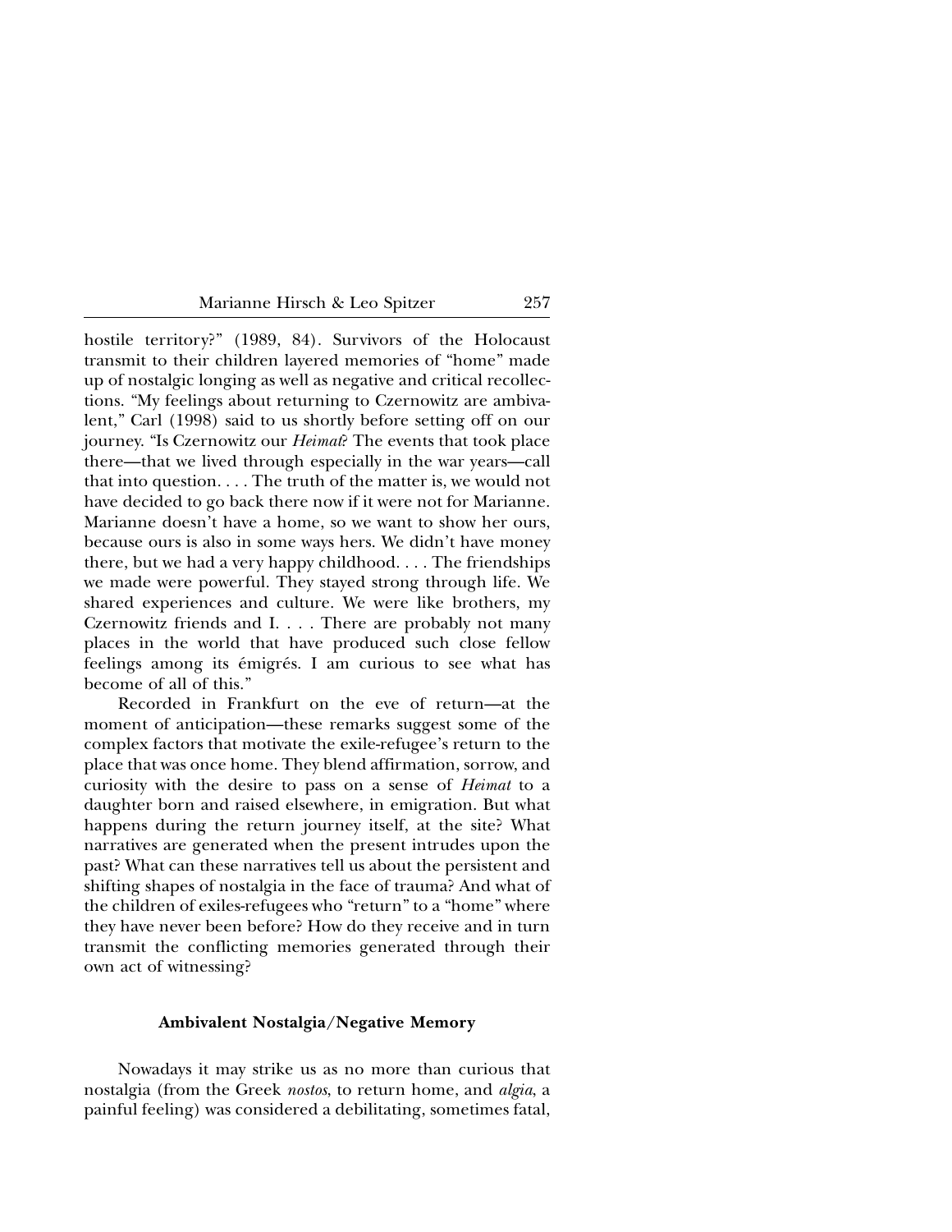hostile territory?" (1989, 84). Survivors of the Holocaust transmit to their children layered memories of "home" made up of nostalgic longing as well as negative and critical recollections. "My feelings about returning to Czernowitz are ambivalent," Carl (1998) said to us shortly before setting off on our journey. "Is Czernowitz our *Heimat*? The events that took place there—that we lived through especially in the war years—call that into question. . . . The truth of the matter is, we would not have decided to go back there now if it were not for Marianne. Marianne doesn't have a home, so we want to show her ours, because ours is also in some ways hers. We didn't have money there, but we had a very happy childhood. . . . The friendships we made were powerful. They stayed strong through life. We shared experiences and culture. We were like brothers, my Czernowitz friends and I. . . . There are probably not many places in the world that have produced such close fellow feelings among its émigrés. I am curious to see what has become of all of this."

Recorded in Frankfurt on the eve of return—at the moment of anticipation—these remarks suggest some of the complex factors that motivate the exile-refugee's return to the place that was once home. They blend affirmation, sorrow, and curiosity with the desire to pass on a sense of *Heimat* to a daughter born and raised elsewhere, in emigration. But what happens during the return journey itself, at the site? What narratives are generated when the present intrudes upon the past? What can these narratives tell us about the persistent and shifting shapes of nostalgia in the face of trauma? And what of the children of exiles-refugees who "return" to a "home" where they have never been before? How do they receive and in turn transmit the conflicting memories generated through their own act of witnessing?

## Ambivalent Nostalgia/Negative Memory

Nowadays it may strike us as no more than curious that nostalgia (from the Greek *nostos*, to return home, and *algia*, a painful feeling) was considered a debilitating, sometimes fatal,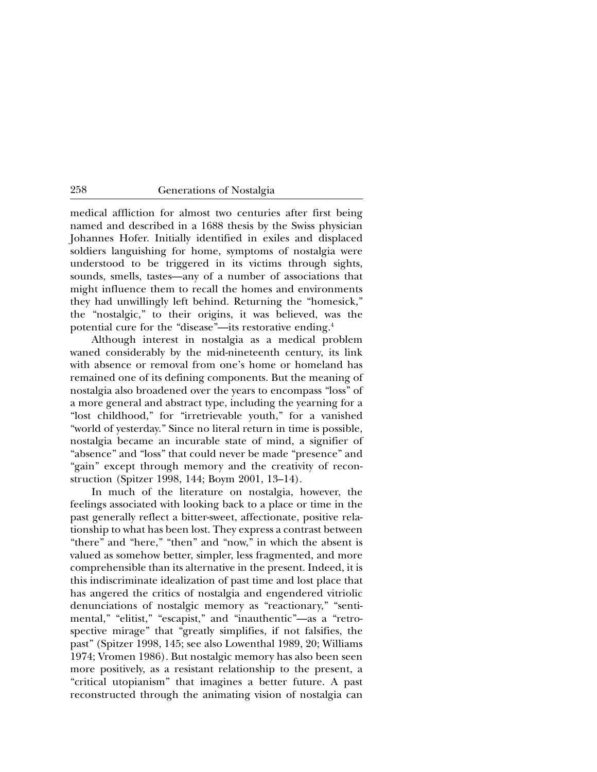medical affliction for almost two centuries after first being named and described in a 1688 thesis by the Swiss physician Johannes Hofer. Initially identified in exiles and displaced soldiers languishing for home, symptoms of nostalgia were understood to be triggered in its victims through sights, sounds, smells, tastes—any of a number of associations that might influence them to recall the homes and environments they had unwillingly left behind. Returning the "homesick," the "nostalgic," to their origins, it was believed, was the potential cure for the "disease"—its restorative ending.[4]

Although interest in nostalgia as a medical problem waned considerably by the mid-nineteenth century, its link with absence or removal from one's home or homeland has remained one of its defining components. But the meaning of nostalgia also broadened over the years to encompass "loss" of a more general and abstract type, including the yearning for a "lost childhood," for "irretrievable youth," for a vanished "world of yesterday." Since no literal return in time is possible, nostalgia became an incurable state of mind, a signifier of "absence" and "loss" that could never be made "presence" and "gain" except through memory and the creativity of reconstruction (Spitzer 1998, 144; Boym 2001, 13–14).

In much of the literature on nostalgia, however, the feelings associated with looking back to a place or time in the past generally reflect a bitter-sweet, affectionate, positive relationship to what has been lost. They express a contrast between "there" and "here," "then" and "now," in which the absent is valued as somehow better, simpler, less fragmented, and more comprehensible than its alternative in the present. Indeed, it is this indiscriminate idealization of past time and lost place that has angered the critics of nostalgia and engendered vitriolic denunciations of nostalgic memory as "reactionary," "sentimental," "elitist," "escapist," and "inauthentic"—as a "retrospective mirage" that "greatly simplifies, if not falsifies, the past" (Spitzer 1998, 145; see also Lowenthal 1989, 20; Williams 1974; Vromen 1986). But nostalgic memory has also been seen more positively, as a resistant relationship to the present, a "critical utopianism" that imagines a better future. A past reconstructed through the animating vision of nostalgia can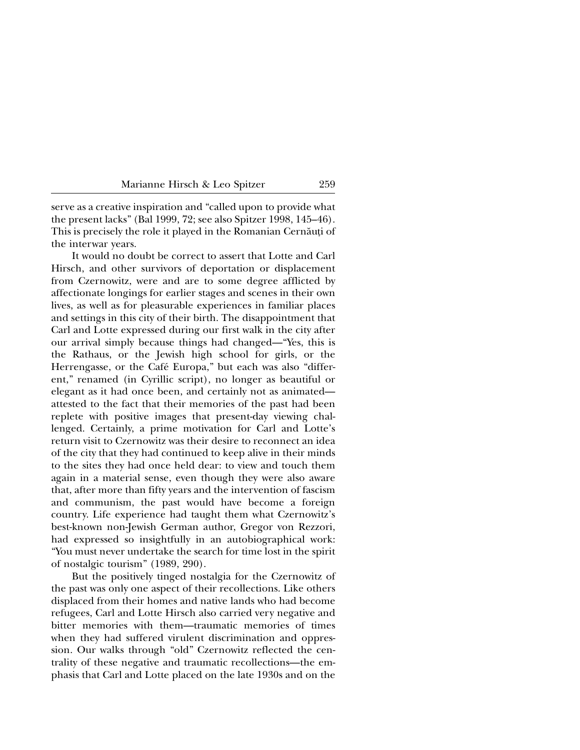serve as a creative inspiration and "called upon to provide what the present lacks" (Bal 1999, 72; see also Spitzer 1998, 145–46). This is precisely the role it played in the Romanian Cernăuţi of the interwar years.

It would no doubt be correct to assert that Lotte and Carl Hirsch, and other survivors of deportation or displacement from Czernowitz, were and are to some degree afflicted by affectionate longings for earlier stages and scenes in their own lives, as well as for pleasurable experiences in familiar places and settings in this city of their birth. The disappointment that Carl and Lotte expressed during our first walk in the city after our arrival simply because things had changed—"Yes, this is the Rathaus, or the Jewish high school for girls, or the Herrengasse, or the Café Europa," but each was also "different," renamed (in Cyrillic script), no longer as beautiful or elegant as it had once been, and certainly not as animated—attested to the fact that their memories of the past had been replete with positive images that present-day viewing challenged. Certainly, a prime motivation for Carl and Lotte's return visit to Czernowitz was their desire to reconnect an idea of the city that they had continued to keep alive in their minds to the sites they had once held dear: to view and touch them again in a material sense, even though they were also aware that, after more than fifty years and the intervention of fascism and communism, the past would have become a foreign country. Life experience had taught them what Czernowitz's best-known non-Jewish German author, Gregor von Rezzori, had expressed so insightfully in an autobiographical work: "You must never undertake the search for time lost in the spirit of nostalgic tourism" (1989, 290).

But the positively tinged nostalgia for the Czernowitz of the past was only one aspect of their recollections. Like others displaced from their homes and native lands who had become refugees, Carl and Lotte Hirsch also carried very negative and bitter memories with them—traumatic memories of times when they had suffered virulent discrimination and oppression. Our walks through "old" Czernowitz reflected the centrality of these negative and traumatic recollections—the emphasis that Carl and Lotte placed on the late 1930s and on the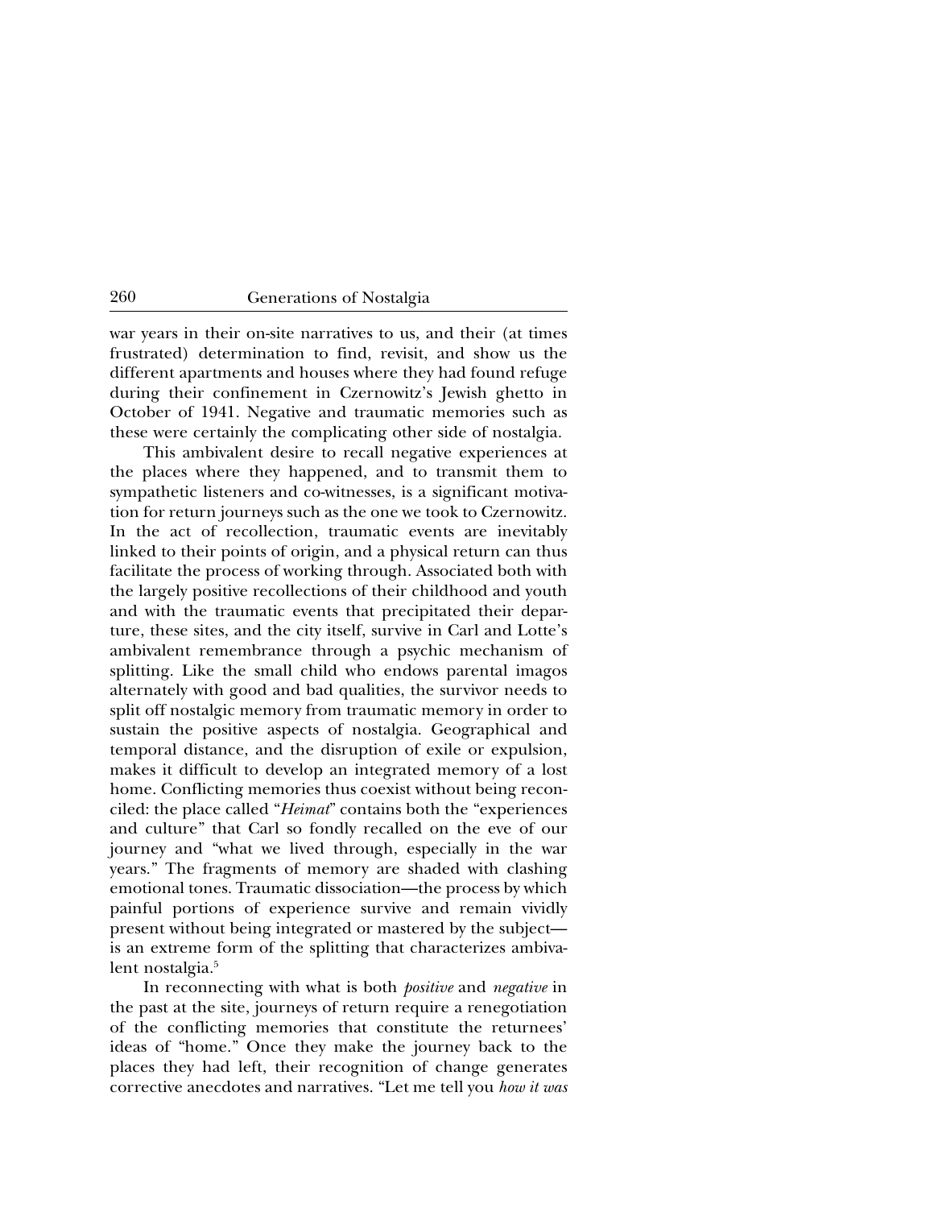war years in their on-site narratives to us, and their (at times frustrated) determination to find, revisit, and show us the different apartments and houses where they had found refuge during their confinement in Czernowitz's Jewish ghetto in October of 1941. Negative and traumatic memories such as these were certainly the complicating other side of nostalgia.

This ambivalent desire to recall negative experiences at the places where they happened, and to transmit them to sympathetic listeners and co-witnesses, is a significant motivation for return journeys such as the one we took to Czernowitz. In the act of recollection, traumatic events are inevitably linked to their points of origin, and a physical return can thus facilitate the process of working through. Associated both with the largely positive recollections of their childhood and youth and with the traumatic events that precipitated their departure, these sites, and the city itself, survive in Carl and Lotte's ambivalent remembrance through a psychic mechanism of splitting. Like the small child who endows parental imagos alternately with good and bad qualities, the survivor needs to split off nostalgic memory from traumatic memory in order to sustain the positive aspects of nostalgia. Geographical and temporal distance, and the disruption of exile or expulsion, makes it difficult to develop an integrated memory of a lost home. Conflicting memories thus coexist without being reconciled: the place called "*Heimat*" contains both the "experiences and culture" that Carl so fondly recalled on the eve of our journey and "what we lived through, especially in the war years." The fragments of memory are shaded with clashing emotional tones. Traumatic dissociation—the process by which painful portions of experience survive and remain vividly present without being integrated or mastered by the subject—is an extreme form of the splitting that characterizes ambivalent nostalgia.[5]

In reconnecting with what is both *positive* and *negative* in the past at the site, journeys of return require a renegotiation of the conflicting memories that constitute the returnees' ideas of "home." Once they make the journey back to the places they had left, their recognition of change generates corrective anecdotes and narratives. "Let me tell you *how it was*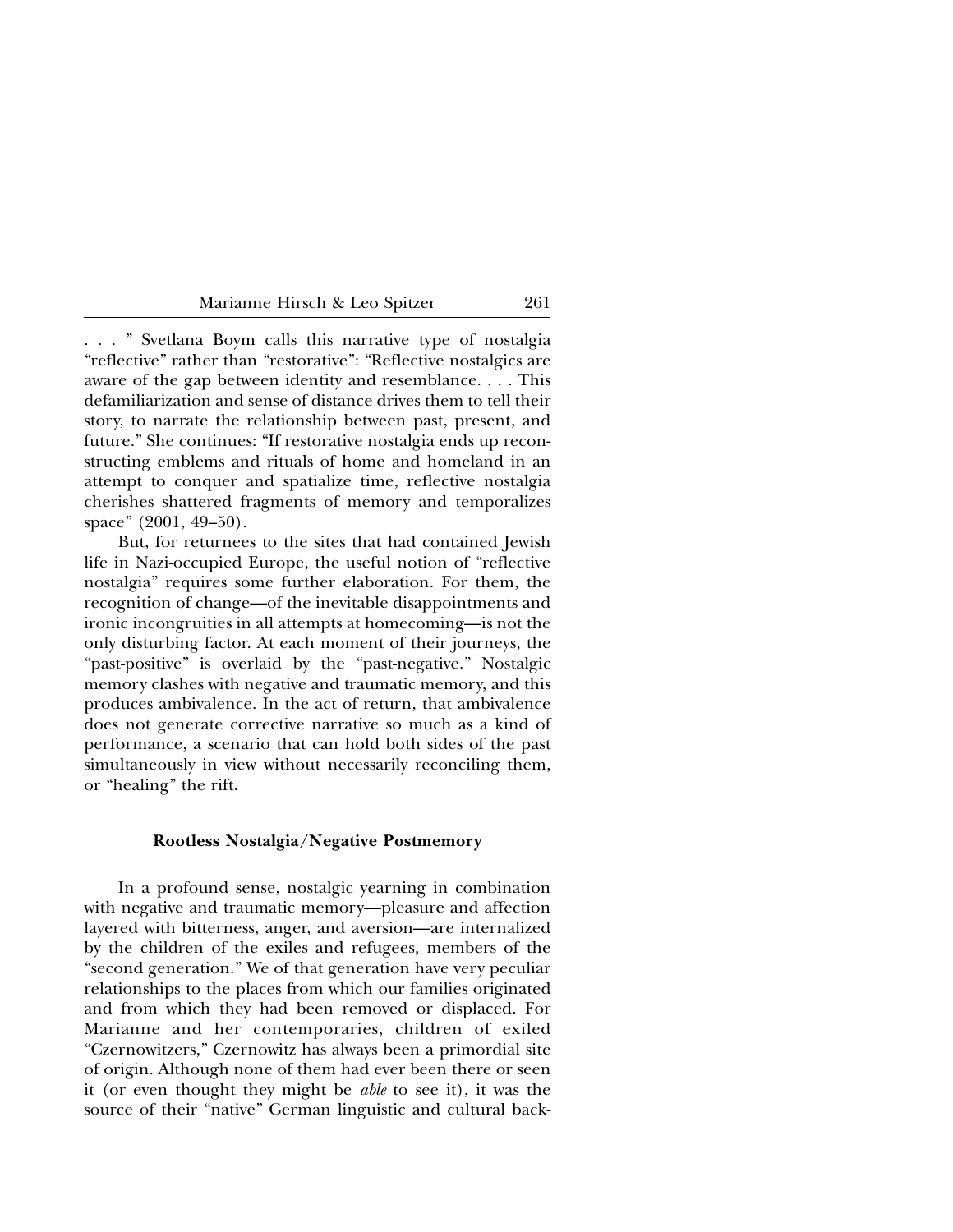. . . " Svetlana Boym calls this narrative type of nostalgia "reflective" rather than "restorative": "Reflective nostalgics are aware of the gap between identity and resemblance. . . . This defamiliarization and sense of distance drives them to tell their story, to narrate the relationship between past, present, and future." She continues: "If restorative nostalgia ends up reconstructing emblems and rituals of home and homeland in an attempt to conquer and spatialize time, reflective nostalgia cherishes shattered fragments of memory and temporalizes space" (2001, 49–50).

But, for returnees to the sites that had contained Jewish life in Nazi-occupied Europe, the useful notion of "reflective nostalgia" requires some further elaboration. For them, the recognition of change—of the inevitable disappointments and ironic incongruities in all attempts at homecoming—is not the only disturbing factor. At each moment of their journeys, the "past-positive" is overlaid by the "past-negative." Nostalgic memory clashes with negative and traumatic memory, and this produces ambivalence. In the act of return, that ambivalence does not generate corrective narrative so much as a kind of performance, a scenario that can hold both sides of the past simultaneously in view without necessarily reconciling them, or "healing" the rift.

## Rootless Nostalgia/Negative Postmemory

In a profound sense, nostalgic yearning in combination with negative and traumatic memory—pleasure and affection layered with bitterness, anger, and aversion—are internalized by the children of the exiles and refugees, members of the "second generation." We of that generation have very peculiar relationships to the places from which our families originated and from which they had been removed or displaced. For Marianne and her contemporaries, children of exiled "Czernowitzers," Czernowitz has always been a primordial site of origin. Although none of them had ever been there or seen it (or even thought they might be *able* to see it), it was the source of their "native" German linguistic and cultural back-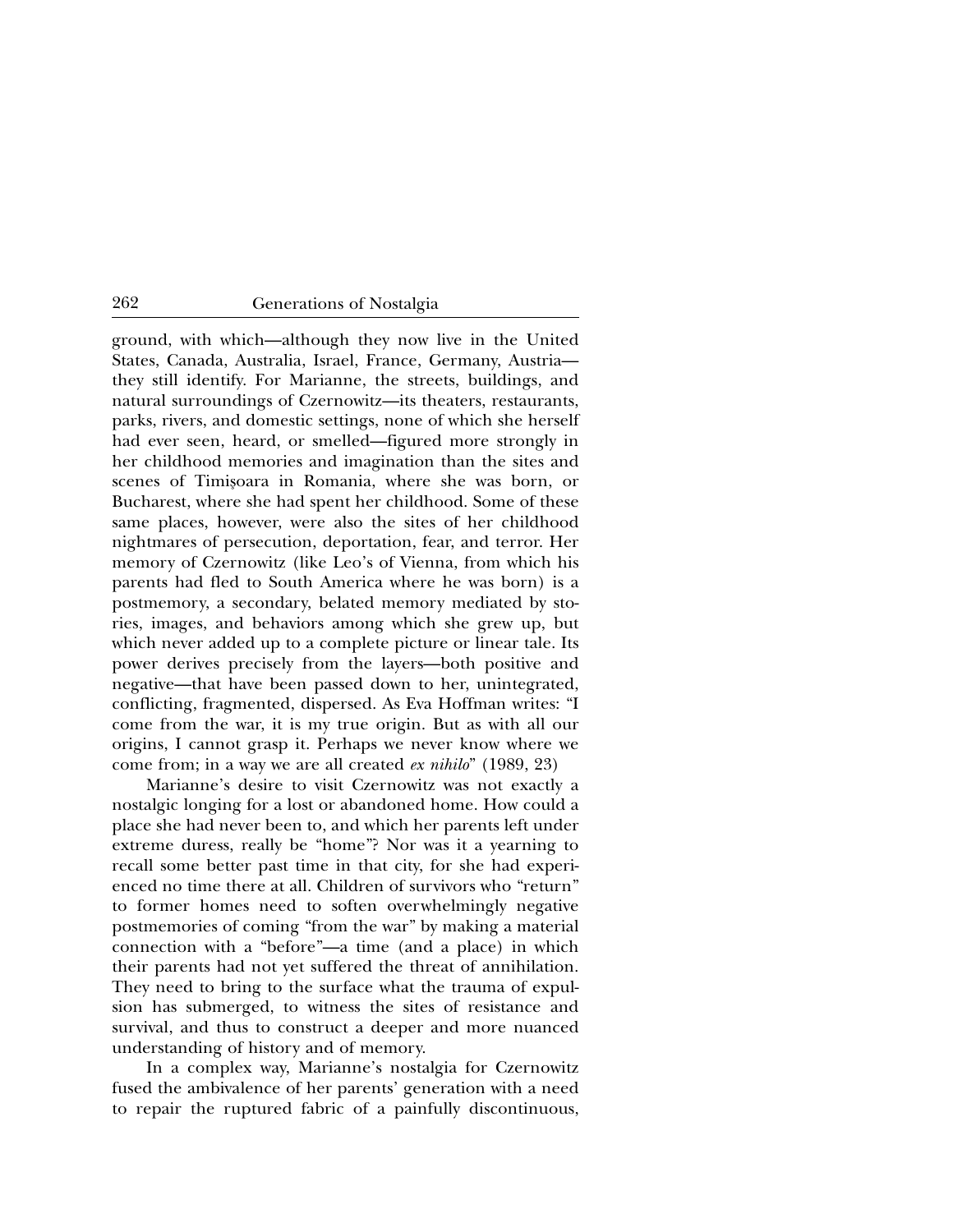ground, with which—although they now live in the United States, Canada, Australia, Israel, France, Germany, Austria—they still identify. For Marianne, the streets, buildings, and natural surroundings of Czernowitz—its theaters, restaurants, parks, rivers, and domestic settings, none of which she herself had ever seen, heard, or smelled—figured more strongly in her childhood memories and imagination than the sites and scenes of Timișoara in Romania, where she was born, or Bucharest, where she had spent her childhood. Some of these same places, however, were also the sites of her childhood nightmares of persecution, deportation, fear, and terror. Her memory of Czernowitz (like Leo's of Vienna, from which his parents had fled to South America where he was born) is a postmemory, a secondary, belated memory mediated by stories, images, and behaviors among which she grew up, but which never added up to a complete picture or linear tale. Its power derives precisely from the layers—both positive and negative—that have been passed down to her, unintegrated, conflicting, fragmented, dispersed. As Eva Hoffman writes: "I come from the war, it is my true origin. But as with all our origins, I cannot grasp it. Perhaps we never know where we come from; in a way we are all created *ex nihilo*" (1989, 23)

Marianne's desire to visit Czernowitz was not exactly a nostalgic longing for a lost or abandoned home. How could a place she had never been to, and which her parents left under extreme duress, really be "home"? Nor was it a yearning to recall some better past time in that city, for she had experienced no time there at all. Children of survivors who "return" to former homes need to soften overwhelmingly negative postmemories of coming "from the war" by making a material connection with a "before"—a time (and a place) in which their parents had not yet suffered the threat of annihilation. They need to bring to the surface what the trauma of expulsion has submerged, to witness the sites of resistance and survival, and thus to construct a deeper and more nuanced understanding of history and of memory.

In a complex way, Marianne's nostalgia for Czernowitz fused the ambivalence of her parents' generation with a need to repair the ruptured fabric of a painfully discontinuous,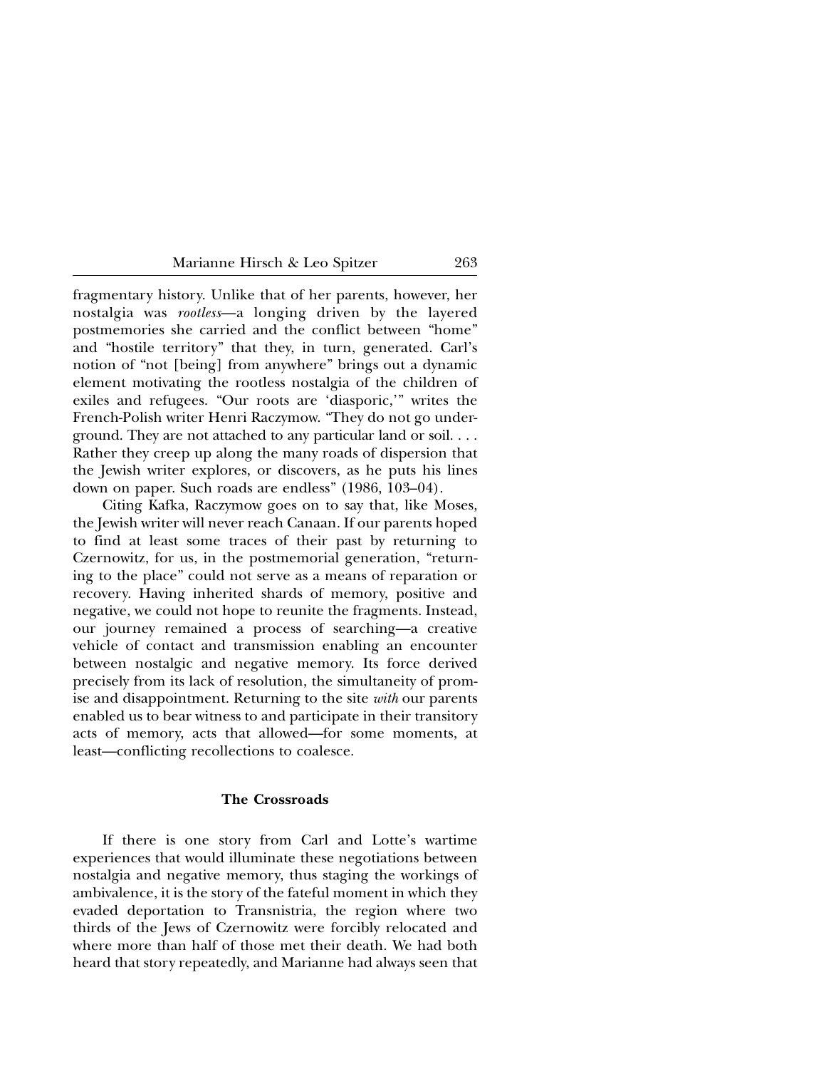fragmentary history. Unlike that of her parents, however, her nostalgia was *rootless*—a longing driven by the layered postmemories she carried and the conflict between "home" and "hostile territory" that they, in turn, generated. Carl's notion of "not [being] from anywhere" brings out a dynamic element motivating the rootless nostalgia of the children of exiles and refugees. "Our roots are 'diasporic,'" writes the French-Polish writer Henri Raczymow. "They do not go underground. They are not attached to any particular land or soil. . . . Rather they creep up along the many roads of dispersion that the Jewish writer explores, or discovers, as he puts his lines down on paper. Such roads are endless" (1986, 103–04).

Citing Kafka, Raczymow goes on to say that, like Moses, the Jewish writer will never reach Canaan. If our parents hoped to find at least some traces of their past by returning to Czernowitz, for us, in the postmemorial generation, "returning to the place" could not serve as a means of reparation or recovery. Having inherited shards of memory, positive and negative, we could not hope to reunite the fragments. Instead, our journey remained a process of searching—a creative vehicle of contact and transmission enabling an encounter between nostalgic and negative memory. Its force derived precisely from its lack of resolution, the simultaneity of promise and disappointment. Returning to the site *with* our parents enabled us to bear witness to and participate in their transitory acts of memory, acts that allowed—for some moments, at least—conflicting recollections to coalesce.

### The Crossroads

If there is one story from Carl and Lotte's wartime experiences that would illuminate these negotiations between nostalgia and negative memory, thus staging the workings of ambivalence, it is the story of the fateful moment in which they evaded deportation to Transnistria, the region where two thirds of the Jews of Czernowitz were forcibly relocated and where more than half of those met their death. We had both heard that story repeatedly, and Marianne had always seen that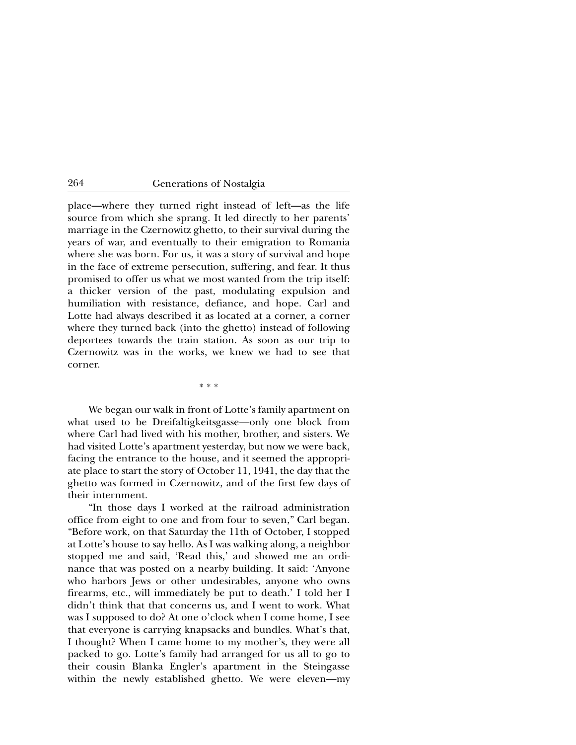place—where they turned right instead of left—as the life source from which she sprang. It led directly to her parents' marriage in the Czernowitz ghetto, to their survival during the years of war, and eventually to their emigration to Romania where she was born. For us, it was a story of survival and hope in the face of extreme persecution, suffering, and fear. It thus promised to offer us what we most wanted from the trip itself: a thicker version of the past, modulating expulsion and humiliation with resistance, defiance, and hope. Carl and Lotte had always described it as located at a corner, a corner where they turned back (into the ghetto) instead of following deportees towards the train station. As soon as our trip to Czernowitz was in the works, we knew we had to see that corner.

* * *

We began our walk in front of Lotte's family apartment on what used to be Dreifaltigkeitsgasse—only one block from where Carl had lived with his mother, brother, and sisters. We had visited Lotte's apartment yesterday, but now we were back, facing the entrance to the house, and it seemed the appropriate place to start the story of October 11, 1941, the day that the ghetto was formed in Czernowitz, and of the first few days of their internment.

"In those days I worked at the railroad administration office from eight to one and from four to seven," Carl began. "Before work, on that Saturday the 11th of October, I stopped at Lotte's house to say hello. As I was walking along, a neighbor stopped me and said, 'Read this,' and showed me an ordinance that was posted on a nearby building. It said: 'Anyone who harbors Jews or other undesirables, anyone who owns firearms, etc., will immediately be put to death.' I told her I didn't think that that concerns us, and I went to work. What was I supposed to do? At one o'clock when I come home, I see that everyone is carrying knapsacks and bundles. What's that, I thought? When I came home to my mother's, they were all packed to go. Lotte's family had arranged for us all to go to their cousin Blanka Engler's apartment in the Steingasse within the newly established ghetto. We were eleven—my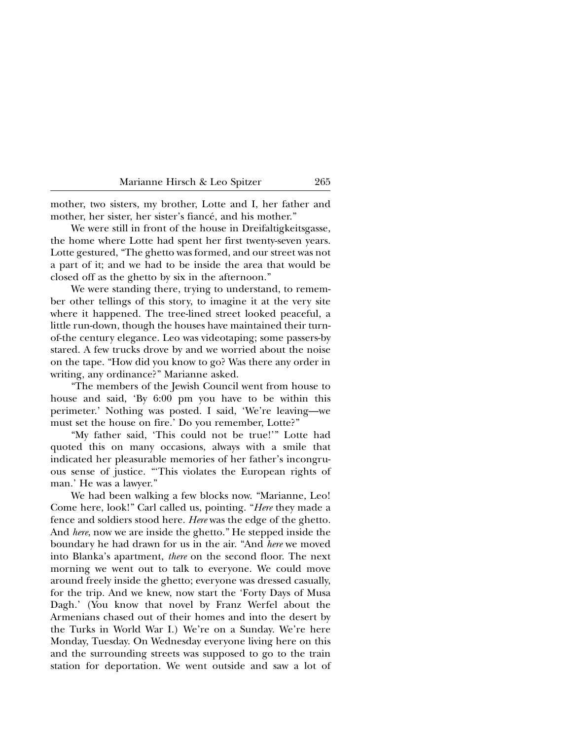mother, two sisters, my brother, Lotte and I, her father and mother, her sister, her sister's fiancé, and his mother."

We were still in front of the house in Dreifaltigkeitsgasse, the home where Lotte had spent her first twenty-seven years. Lotte gestured, "The ghetto was formed, and our street was not a part of it; and we had to be inside the area that would be closed off as the ghetto by six in the afternoon."

We were standing there, trying to understand, to remember other tellings of this story, to imagine it at the very site where it happened. The tree-lined street looked peaceful, a little run-down, though the houses have maintained their turn-of-the century elegance. Leo was videotaping; some passers-by stared. A few trucks drove by and we worried about the noise on the tape. "How did you know to go? Was there any order in writing, any ordinance?" Marianne asked.

"The members of the Jewish Council went from house to house and said, 'By 6:00 pm you have to be within this perimeter.' Nothing was posted. I said, 'We're leaving—we must set the house on fire.' Do you remember, Lotte?"

"My father said, 'This could not be true!'" Lotte had quoted this on many occasions, always with a smile that indicated her pleasurable memories of her father's incongruous sense of justice. "'This violates the European rights of man.' He was a lawyer."

We had been walking a few blocks now. "Marianne, Leo! Come here, look!" Carl called us, pointing. "*Here* they made a fence and soldiers stood here. *Here* was the edge of the ghetto. And *here*, now we are inside the ghetto." He stepped inside the boundary he had drawn for us in the air. "And *here* we moved into Blanka's apartment, *there* on the second floor. The next morning we went out to talk to everyone. We could move around freely inside the ghetto; everyone was dressed casually, for the trip. And we knew, now start the 'Forty Days of Musa Dagh.' (You know that novel by Franz Werfel about the Armenians chased out of their homes and into the desert by the Turks in World War I.) We're on a Sunday. We're here Monday, Tuesday. On Wednesday everyone living here on this and the surrounding streets was supposed to go to the train station for deportation. We went outside and saw a lot of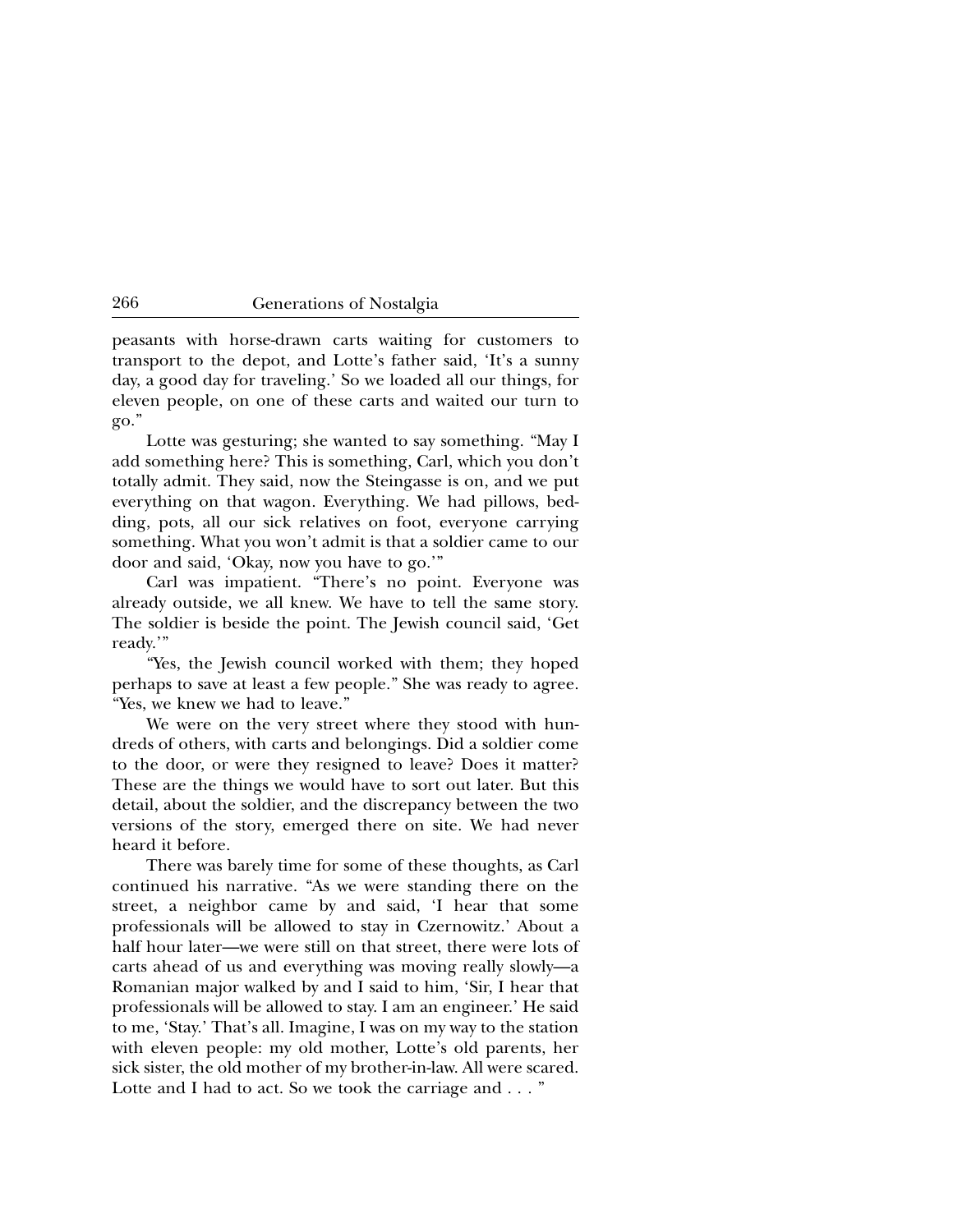peasants with horse-drawn carts waiting for customers to transport to the depot, and Lotte's father said, 'It's a sunny day, a good day for traveling.' So we loaded all our things, for eleven people, on one of these carts and waited our turn to go."

Lotte was gesturing; she wanted to say something. "May I add something here? This is something, Carl, which you don't totally admit. They said, now the Steingasse is on, and we put everything on that wagon. Everything. We had pillows, bedding, pots, all our sick relatives on foot, everyone carrying something. What you won't admit is that a soldier came to our door and said, 'Okay, now you have to go.'"

Carl was impatient. "There's no point. Everyone was already outside, we all knew. We have to tell the same story. The soldier is beside the point. The Jewish council said, 'Get ready.'"

"Yes, the Jewish council worked with them; they hoped perhaps to save at least a few people." She was ready to agree. "Yes, we knew we had to leave."

We were on the very street where they stood with hundreds of others, with carts and belongings. Did a soldier come to the door, or were they resigned to leave? Does it matter? These are the things we would have to sort out later. But this detail, about the soldier, and the discrepancy between the two versions of the story, emerged there on site. We had never heard it before.

There was barely time for some of these thoughts, as Carl continued his narrative. "As we were standing there on the street, a neighbor came by and said, 'I hear that some professionals will be allowed to stay in Czernowitz.' About a half hour later—we were still on that street, there were lots of carts ahead of us and everything was moving really slowly—a Romanian major walked by and I said to him, 'Sir, I hear that professionals will be allowed to stay. I am an engineer.' He said to me, 'Stay.' That's all. Imagine, I was on my way to the station with eleven people: my old mother, Lotte's old parents, her sick sister, the old mother of my brother-in-law. All were scared. Lotte and I had to act. So we took the carriage and . . . "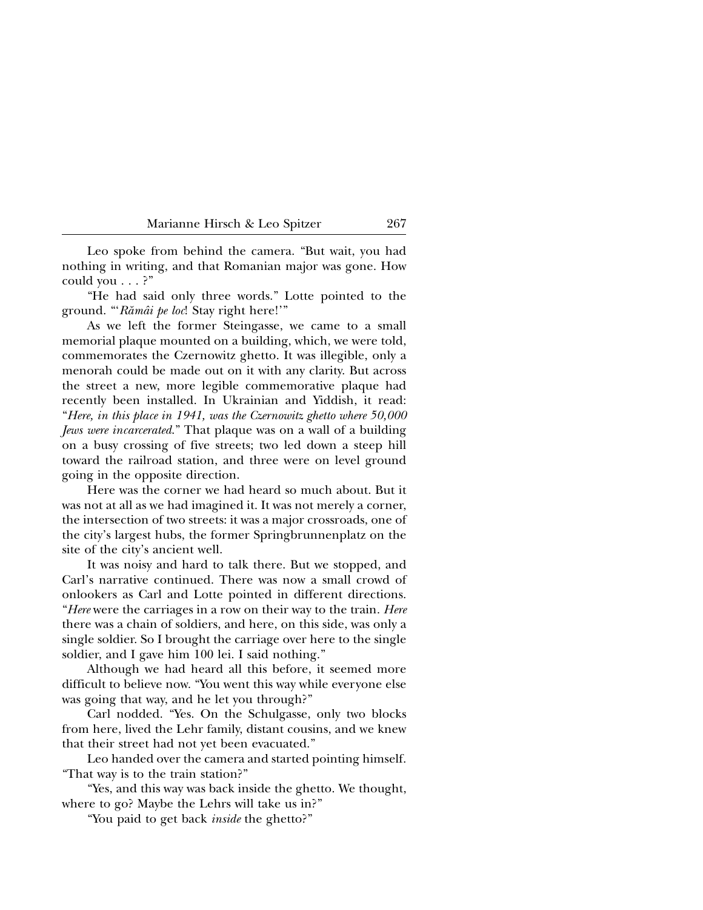Leo spoke from behind the camera. "But wait, you had nothing in writing, and that Romanian major was gone. How could you . . . ?"

"He had said only three words." Lotte pointed to the ground. "'*Rămâi pe loc*! Stay right here!'"

As we left the former Steingasse, we came to a small memorial plaque mounted on a building, which, we were told, commemorates the Czernowitz ghetto. It was illegible, only a menorah could be made out on it with any clarity. But across the street a new, more legible commemorative plaque had recently been installed. In Ukrainian and Yiddish, it read: "*Here, in this place in 1941, was the Czernowitz ghetto where 50,000 Jews were incarcerated*." That plaque was on a wall of a building on a busy crossing of five streets; two led down a steep hill toward the railroad station, and three were on level ground going in the opposite direction.

Here was the corner we had heard so much about. But it was not at all as we had imagined it. It was not merely a corner, the intersection of two streets: it was a major crossroads, one of the city's largest hubs, the former Springbrunnenplatz on the site of the city's ancient well.

It was noisy and hard to talk there. But we stopped, and Carl's narrative continued. There was now a small crowd of onlookers as Carl and Lotte pointed in different directions. "*Here* were the carriages in a row on their way to the train. *Here* there was a chain of soldiers, and here, on this side, was only a single soldier. So I brought the carriage over here to the single soldier, and I gave him 100 lei. I said nothing."

Although we had heard all this before, it seemed more difficult to believe now. "You went this way while everyone else was going that way, and he let you through?"

Carl nodded. "Yes. On the Schulgasse, only two blocks from here, lived the Lehr family, distant cousins, and we knew that their street had not yet been evacuated."

Leo handed over the camera and started pointing himself. "That way is to the train station?"

"Yes, and this way was back inside the ghetto. We thought, where to go? Maybe the Lehrs will take us in?"

"You paid to get back *inside* the ghetto?"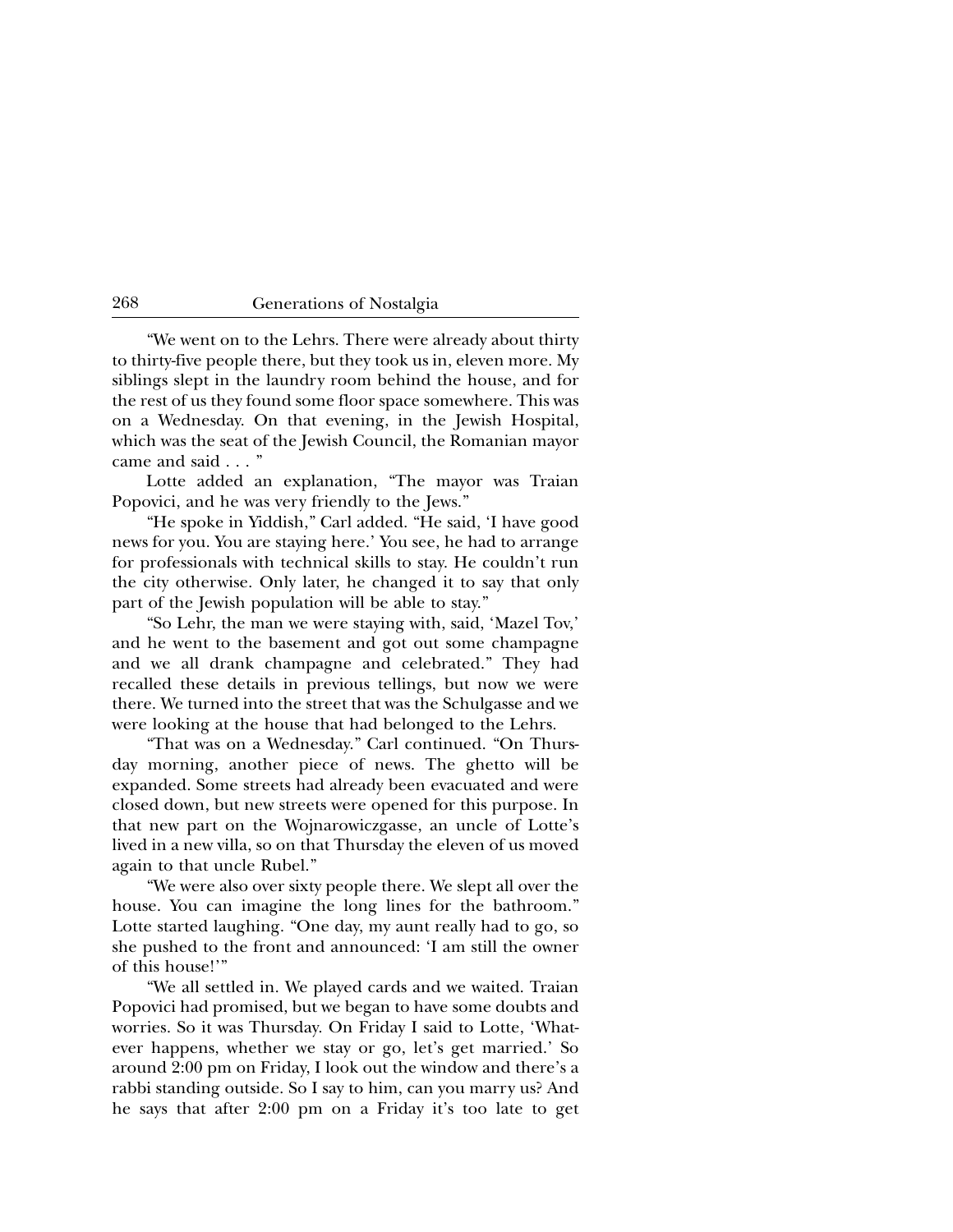"We went on to the Lehrs. There were already about thirty to thirty-five people there, but they took us in, eleven more. My siblings slept in the laundry room behind the house, and for the rest of us they found some floor space somewhere. This was on a Wednesday. On that evening, in the Jewish Hospital, which was the seat of the Jewish Council, the Romanian mayor came and said . . . "

Lotte added an explanation, "The mayor was Traian Popovici, and he was very friendly to the Jews."

"He spoke in Yiddish," Carl added. "He said, 'I have good news for you. You are staying here.' You see, he had to arrange for professionals with technical skills to stay. He couldn't run the city otherwise. Only later, he changed it to say that only part of the Jewish population will be able to stay."

"So Lehr, the man we were staying with, said, 'Mazel Tov,' and he went to the basement and got out some champagne and we all drank champagne and celebrated." They had recalled these details in previous tellings, but now we were there. We turned into the street that was the Schulgasse and we were looking at the house that had belonged to the Lehrs.

"That was on a Wednesday." Carl continued. "On Thursday morning, another piece of news. The ghetto will be expanded. Some streets had already been evacuated and were closed down, but new streets were opened for this purpose. In that new part on the Wojnarowiczgasse, an uncle of Lotte's lived in a new villa, so on that Thursday the eleven of us moved again to that uncle Rubel."

"We were also over sixty people there. We slept all over the house. You can imagine the long lines for the bathroom." Lotte started laughing. "One day, my aunt really had to go, so she pushed to the front and announced: 'I am still the owner of this house!'"

"We all settled in. We played cards and we waited. Traian Popovici had promised, but we began to have some doubts and worries. So it was Thursday. On Friday I said to Lotte, 'Whatever happens, whether we stay or go, let's get married.' So around 2:00 pm on Friday, I look out the window and there's a rabbi standing outside. So I say to him, can you marry us? And he says that after 2:00 pm on a Friday it's too late to get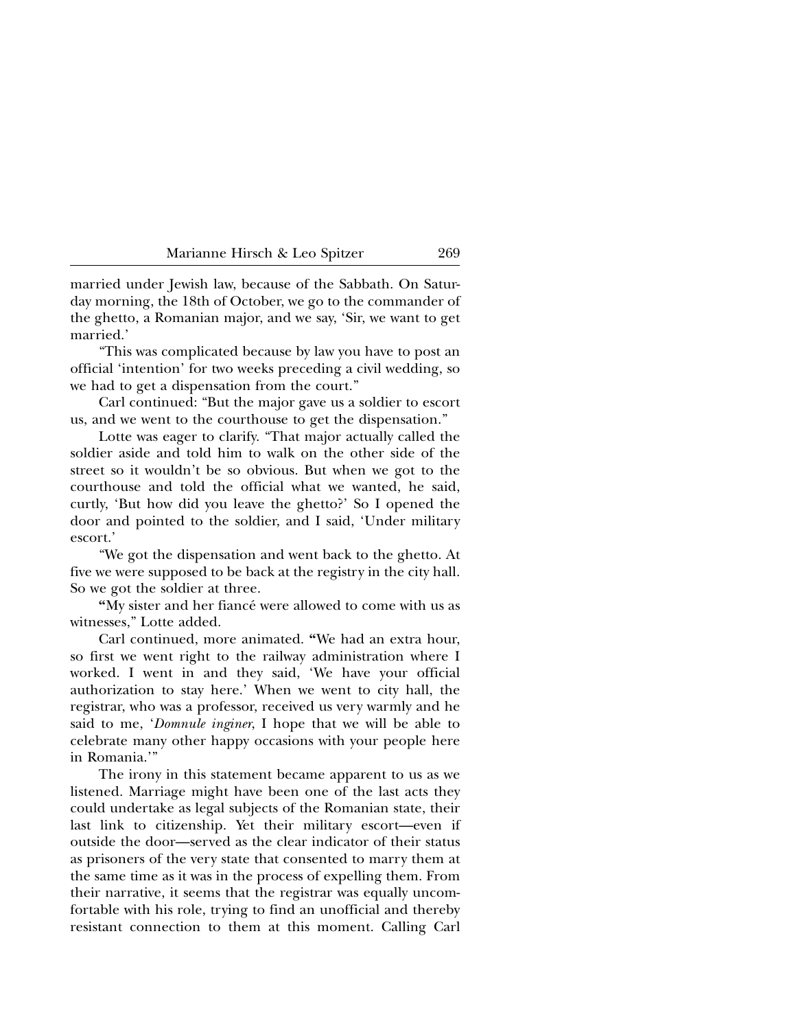married under Jewish law, because of the Sabbath. On Saturday morning, the 18th of October, we go to the commander of the ghetto, a Romanian major, and we say, 'Sir, we want to get married.'

"This was complicated because by law you have to post an official 'intention' for two weeks preceding a civil wedding, so we had to get a dispensation from the court."

Carl continued: "But the major gave us a soldier to escort us, and we went to the courthouse to get the dispensation."

Lotte was eager to clarify. "That major actually called the soldier aside and told him to walk on the other side of the street so it wouldn't be so obvious. But when we got to the courthouse and told the official what we wanted, he said, curtly, 'But how did you leave the ghetto?' So I opened the door and pointed to the soldier, and I said, 'Under military escort.'

"We got the dispensation and went back to the ghetto. At five we were supposed to be back at the registry in the city hall. So we got the soldier at three.

"My sister and her fiancé were allowed to come with us as witnesses," Lotte added.

Carl continued, more animated. "We had an extra hour, so first we went right to the railway administration where I worked. I went in and they said, 'We have your official authorization to stay here.' When we went to city hall, the registrar, who was a professor, received us very warmly and he said to me, '*Domnule inginer*, I hope that we will be able to celebrate many other happy occasions with your people here in Romania.'"

The irony in this statement became apparent to us as we listened. Marriage might have been one of the last acts they could undertake as legal subjects of the Romanian state, their last link to citizenship. Yet their military escort—even if outside the door—served as the clear indicator of their status as prisoners of the very state that consented to marry them at the same time as it was in the process of expelling them. From their narrative, it seems that the registrar was equally uncomfortable with his role, trying to find an unofficial and thereby resistant connection to them at this moment. Calling Carl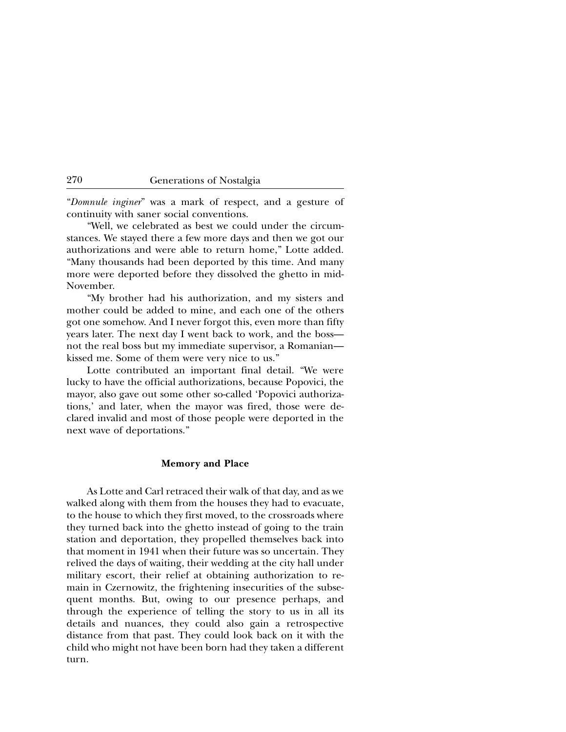"*Domnule inginer*" was a mark of respect, and a gesture of continuity with saner social conventions.

"Well, we celebrated as best we could under the circumstances. We stayed there a few more days and then we got our authorizations and were able to return home," Lotte added. "Many thousands had been deported by this time. And many more were deported before they dissolved the ghetto in mid-November.

"My brother had his authorization, and my sisters and mother could be added to mine, and each one of the others got one somehow. And I never forgot this, even more than fifty years later. The next day I went back to work, and the boss—not the real boss but my immediate supervisor, a Romanian—kissed me. Some of them were very nice to us."

Lotte contributed an important final detail. "We were lucky to have the official authorizations, because Popovici, the mayor, also gave out some other so-called 'Popovici authorizations,' and later, when the mayor was fired, those were declared invalid and most of those people were deported in the next wave of deportations."

### Memory and Place

As Lotte and Carl retraced their walk of that day, and as we walked along with them from the houses they had to evacuate, to the house to which they first moved, to the crossroads where they turned back into the ghetto instead of going to the train station and deportation, they propelled themselves back into that moment in 1941 when their future was so uncertain. They relived the days of waiting, their wedding at the city hall under military escort, their relief at obtaining authorization to remain in Czernowitz, the frightening insecurities of the subsequent months. But, owing to our presence perhaps, and through the experience of telling the story to us in all its details and nuances, they could also gain a retrospective distance from that past. They could look back on it with the child who might not have been born had they taken a different turn.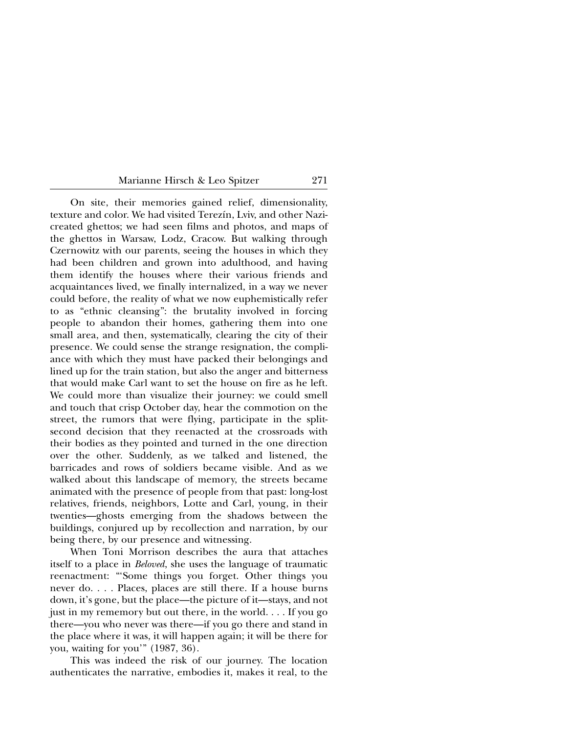On site, their memories gained relief, dimensionality, texture and color. We had visited Terezín, Lviv, and other Nazi-created ghettos; we had seen films and photos, and maps of the ghettos in Warsaw, Lodz, Cracow. But walking through Czernowitz with our parents, seeing the houses in which they had been children and grown into adulthood, and having them identify the houses where their various friends and acquaintances lived, we finally internalized, in a way we never could before, the reality of what we now euphemistically refer to as "ethnic cleansing": the brutality involved in forcing people to abandon their homes, gathering them into one small area, and then, systematically, clearing the city of their presence. We could sense the strange resignation, the compliance with which they must have packed their belongings and lined up for the train station, but also the anger and bitterness that would make Carl want to set the house on fire as he left. We could more than visualize their journey: we could smell and touch that crisp October day, hear the commotion on the street, the rumors that were flying, participate in the split-second decision that they reenacted at the crossroads with their bodies as they pointed and turned in the one direction over the other. Suddenly, as we talked and listened, the barricades and rows of soldiers became visible. And as we walked about this landscape of memory, the streets became animated with the presence of people from that past: long-lost relatives, friends, neighbors, Lotte and Carl, young, in their twenties—ghosts emerging from the shadows between the buildings, conjured up by recollection and narration, by our being there, by our presence and witnessing.

When Toni Morrison describes the aura that attaches itself to a place in *Beloved*, she uses the language of traumatic reenactment: "'Some things you forget. Other things you never do. . . . Places, places are still there. If a house burns down, it's gone, but the place—the picture of it—stays, and not just in my rememory but out there, in the world. . . . If you go there—you who never was there—if you go there and stand in the place where it was, it will happen again; it will be there for you, waiting for you'" (1987, 36).

This was indeed the risk of our journey. The location authenticates the narrative, embodies it, makes it real, to the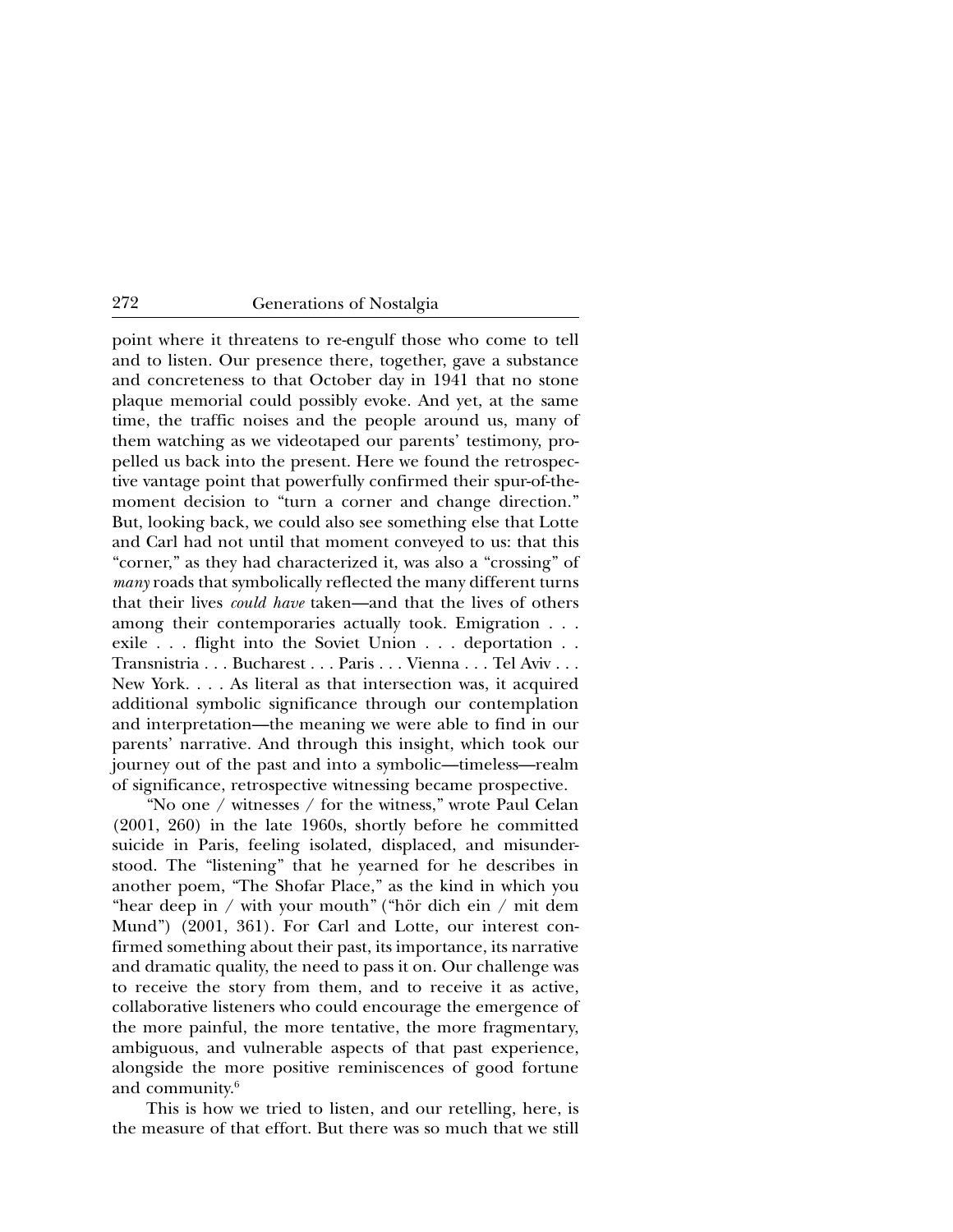point where it threatens to re-engulf those who come to tell and to listen. Our presence there, together, gave a substance and concreteness to that October day in 1941 that no stone plaque memorial could possibly evoke. And yet, at the same time, the traffic noises and the people around us, many of them watching as we videotaped our parents' testimony, propelled us back into the present. Here we found the retrospective vantage point that powerfully confirmed their spur-of-the-moment decision to "turn a corner and change direction." But, looking back, we could also see something else that Lotte and Carl had not until that moment conveyed to us: that this "corner," as they had characterized it, was also a "crossing" of *many* roads that symbolically reflected the many different turns that their lives *could have* taken—and that the lives of others among their contemporaries actually took. Emigration . . . exile . . . flight into the Soviet Union . . . deportation . . Transnistria . . . Bucharest . . . Paris . . . Vienna . . . Tel Aviv . . . New York. . . . As literal as that intersection was, it acquired additional symbolic significance through our contemplation and interpretation—the meaning we were able to find in our parents' narrative. And through this insight, which took our journey out of the past and into a symbolic—timeless—realm of significance, retrospective witnessing became prospective.

"No one / witnesses / for the witness," wrote Paul Celan (2001, 260) in the late 1960s, shortly before he committed suicide in Paris, feeling isolated, displaced, and misunderstood. The "listening" that he yearned for he describes in another poem, "The Shofar Place," as the kind in which you "hear deep in / with your mouth" ("hör dich ein / mit dem Mund") (2001, 361). For Carl and Lotte, our interest confirmed something about their past, its importance, its narrative and dramatic quality, the need to pass it on. Our challenge was to receive the story from them, and to receive it as active, collaborative listeners who could encourage the emergence of the more painful, the more tentative, the more fragmentary, ambiguous, and vulnerable aspects of that past experience, alongside the more positive reminiscences of good fortune and community.[6]

This is how we tried to listen, and our retelling, here, is the measure of that effort. But there was so much that we still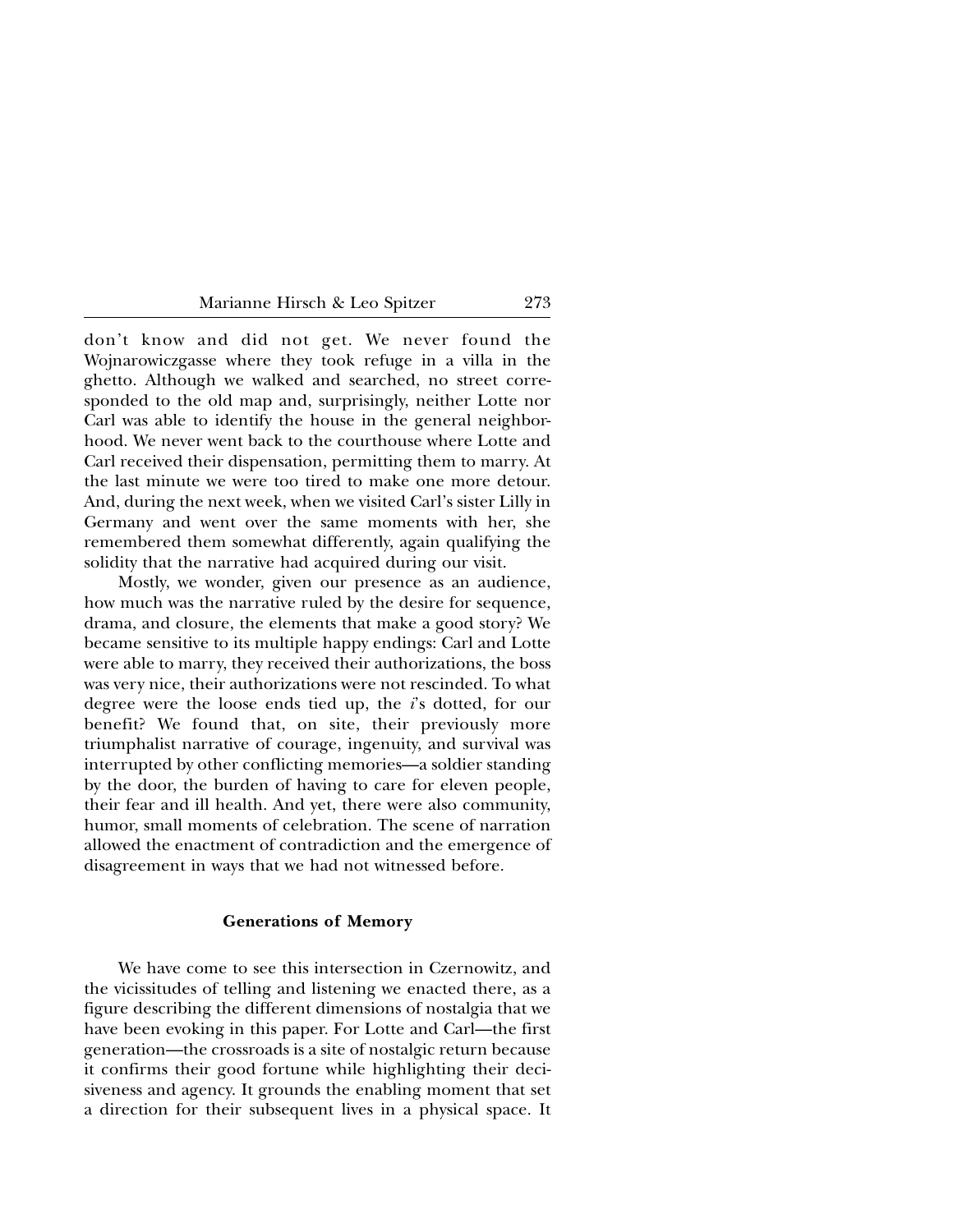don't know and did not get. We never found the Wojnarowiczgasse where they took refuge in a villa in the ghetto. Although we walked and searched, no street corresponded to the old map and, surprisingly, neither Lotte nor Carl was able to identify the house in the general neighborhood. We never went back to the courthouse where Lotte and Carl received their dispensation, permitting them to marry. At the last minute we were too tired to make one more detour. And, during the next week, when we visited Carl's sister Lilly in Germany and went over the same moments with her, she remembered them somewhat differently, again qualifying the solidity that the narrative had acquired during our visit.

Mostly, we wonder, given our presence as an audience, how much was the narrative ruled by the desire for sequence, drama, and closure, the elements that make a good story? We became sensitive to its multiple happy endings: Carl and Lotte were able to marry, they received their authorizations, the boss was very nice, their authorizations were not rescinded. To what degree were the loose ends tied up, the *i*'s dotted, for our benefit? We found that, on site, their previously more triumphalist narrative of courage, ingenuity, and survival was interrupted by other conflicting memories—a soldier standing by the door, the burden of having to care for eleven people, their fear and ill health. And yet, there were also community, humor, small moments of celebration. The scene of narration allowed the enactment of contradiction and the emergence of disagreement in ways that we had not witnessed before.

## Generations of Memory

We have come to see this intersection in Czernowitz, and the vicissitudes of telling and listening we enacted there, as a figure describing the different dimensions of nostalgia that we have been evoking in this paper. For Lotte and Carl—the first generation—the crossroads is a site of nostalgic return because it confirms their good fortune while highlighting their decisiveness and agency. It grounds the enabling moment that set a direction for their subsequent lives in a physical space. It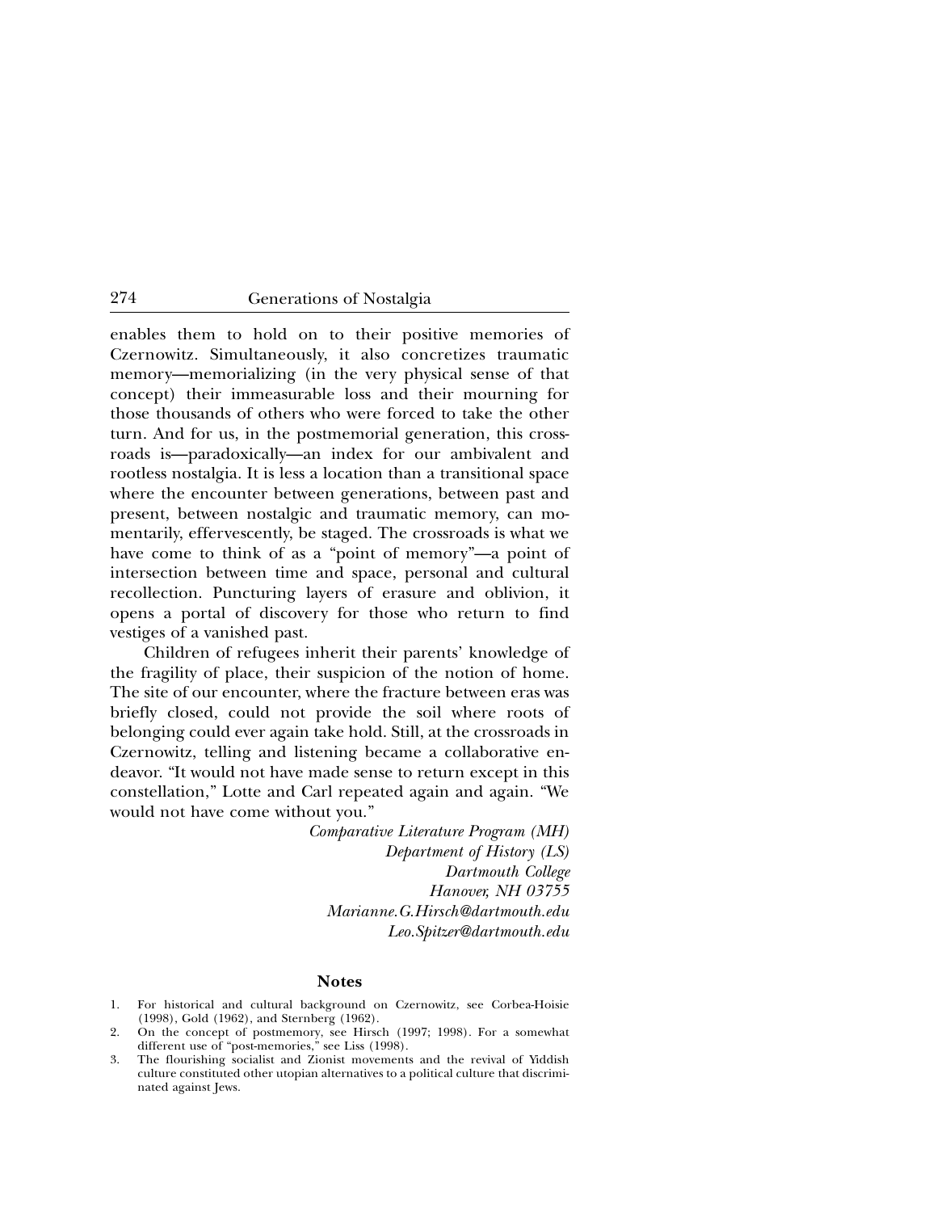enables them to hold on to their positive memories of Czernowitz. Simultaneously, it also concretizes traumatic memory—memorializing (in the very physical sense of that concept) their immeasurable loss and their mourning for those thousands of others who were forced to take the other turn. And for us, in the postmemorial generation, this crossroads is—paradoxically—an index for our ambivalent and rootless nostalgia. It is less a location than a transitional space where the encounter between generations, between past and present, between nostalgic and traumatic memory, can momentarily, effervescently, be staged. The crossroads is what we have come to think of as a "point of memory"—a point of intersection between time and space, personal and cultural recollection. Puncturing layers of erasure and oblivion, it opens a portal of discovery for those who return to find vestiges of a vanished past.

Children of refugees inherit their parents' knowledge of the fragility of place, their suspicion of the notion of home. The site of our encounter, where the fracture between eras was briefly closed, could not provide the soil where roots of belonging could ever again take hold. Still, at the crossroads in Czernowitz, telling and listening became a collaborative endeavor. "It would not have made sense to return except in this constellation," Lotte and Carl repeated again and again. "We would not have come without you."

*Comparative Literature Program (MH)*
*Department of History (LS)*
*Dartmouth College*
*Hanover, NH 03755*
*Marianne.G.Hirsch@dartmouth.edu*
*Leo.Spitzer@dartmouth.edu*

## Notes

1. For historical and cultural background on Czernowitz, see Corbea-Hoisie (1998), Gold (1962), and Sternberg (1962).
2. On the concept of postmemory, see Hirsch (1997; 1998). For a somewhat different use of "post-memories," see Liss (1998).
3. The flourishing socialist and Zionist movements and the revival of Yiddish culture constituted other utopian alternatives to a political culture that discriminated against Jews.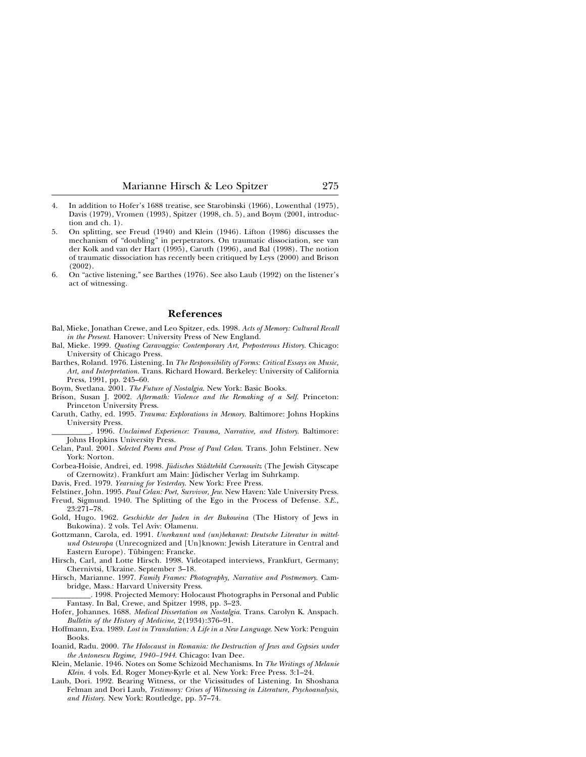4. In addition to Hofer's 1688 treatise, see Starobinski (1966), Lowenthal (1975), Davis (1979), Vromen (1993), Spitzer (1998, ch. 5), and Boym (2001, introduction and ch. 1).
5. On splitting, see Freud (1940) and Klein (1946). Lifton (1986) discusses the mechanism of "doubling" in perpetrators. On traumatic dissociation, see van der Kolk and van der Hart (1995), Caruth (1996), and Bal (1998). The notion of traumatic dissociation has recently been critiqued by Leys (2000) and Brison (2002).
6. On "active listening," see Barthes (1976). See also Laub (1992) on the listener's act of witnessing.

## References

Bal, Mieke, Jonathan Crewe, and Leo Spitzer, eds. 1998. *Acts of Memory: Cultural Recall in the Present.* Hanover: University Press of New England.

Bal, Mieke. 1999. *Quoting Caravaggio: Contemporary Art, Preposterous History.* Chicago: University of Chicago Press.

Barthes, Roland. 1976. Listening. In *The Responsibility of Forms: Critical Essays on Music, Art, and Interpretation.* Trans. Richard Howard. Berkeley: University of California Press, 1991, pp. 245–60.

Boym, Svetlana. 2001. *The Future of Nostalgia.* New York: Basic Books.

Brison, Susan J. 2002. *Aftermath: Violence and the Remaking of a Self.* Princeton: Princeton University Press.

Caruth, Cathy, ed. 1995. *Trauma: Explorations in Memory.* Baltimore: Johns Hopkins University Press.

\_\_\_\_\_\_\_\_\_\_. 1996. *Unclaimed Experience: Trauma, Narrative, and History.* Baltimore: Johns Hopkins University Press.

Celan, Paul. 2001. *Selected Poems and Prose of Paul Celan.* Trans. John Felstiner. New York: Norton.

Corbea-Hoisie, Andrei, ed. 1998. *Jüdisches Städtebild Czernowitz* (The Jewish Cityscape of Czernowitz). Frankfurt am Main: Jüdischer Verlag im Suhrkamp.

Davis, Fred. 1979. *Yearning for Yesterday.* New York: Free Press.

Felstiner, John. 1995. *Paul Celan: Poet, Survivor, Jew.* New Haven: Yale University Press.

Freud, Sigmund. 1940. The Splitting of the Ego in the Process of Defense. *S.E.*, 23:271–78.

Gold, Hugo. 1962. *Geschichte der Juden in der Bukowina* (The History of Jews in Bukowina). 2 vols. Tel Aviv: Olamenu.

Gottzmann, Carola, ed. 1991. *Unerkannt und (un)bekannt: Deutsche Literatur in mittel- und Osteuropa* (Unrecognized and [Un]known: Jewish Literature in Central and Eastern Europe). Tübingen: Francke.

Hirsch, Carl, and Lotte Hirsch. 1998. Videotaped interviews, Frankfurt, Germany; Chernivtsi, Ukraine. September 3–18.

Hirsch, Marianne. 1997. *Family Frames: Photography, Narrative and Postmemory.* Cambridge, Mass.: Harvard University Press.

\_\_\_\_\_\_\_\_\_\_. 1998. Projected Memory: Holocaust Photographs in Personal and Public Fantasy. In Bal, Crewe, and Spitzer 1998, pp. 3–23.

Hofer, Johannes. 1688. *Medical Dissertation on Nostalgia.* Trans. Carolyn K. Anspach. *Bulletin of the History of Medicine*, 2(1934):376–91.

Hoffmann, Eva. 1989. *Lost in Translation: A Life in a New Language.* New York: Penguin Books.

Ioanid, Radu. 2000. *The Holocaust in Romania: the Destruction of Jews and Gypsies under the Antonescu Regime, 1940–1944.* Chicago: Ivan Dee.

Klein, Melanie. 1946. Notes on Some Schizoid Mechanisms. In *The Writings of Melanie Klein.* 4 vols. Ed. Roger Money-Kyrle et al. New York: Free Press. 3:1–24.

Laub, Dori. 1992. Bearing Witness, or the Vicissitudes of Listening. In Shoshana Felman and Dori Laub, *Testimony: Crises of Witnessing in Literature, Psychoanalysis, and History.* New York: Routledge, pp. 57–74.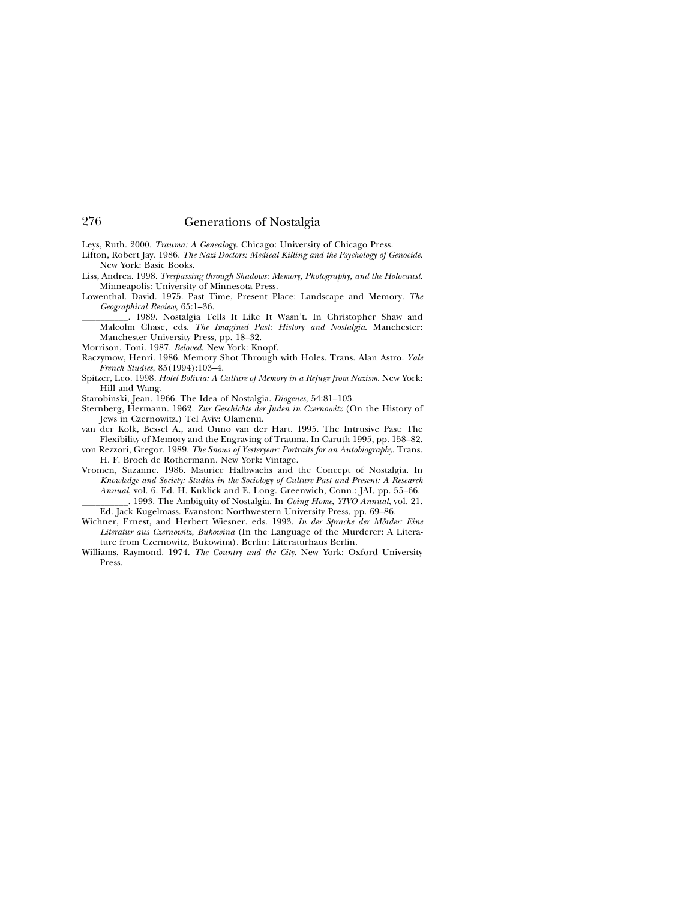Leys, Ruth. 2000. *Trauma: A Genealogy*. Chicago: University of Chicago Press.

Lifton, Robert Jay. 1986. *The Nazi Doctors: Medical Killing and the Psychology of Genocide*. New York: Basic Books.

Liss, Andrea. 1998. *Trespassing through Shadows: Memory, Photography, and the Holocaust*. Minneapolis: University of Minnesota Press.

Lowenthal. David. 1975. Past Time, Present Place: Landscape and Memory. *The Geographical Review*, 65:1–36.

__________. 1989. Nostalgia Tells It Like It Wasn't. In Christopher Shaw and Malcolm Chase, eds. *The Imagined Past: History and Nostalgia*. Manchester: Manchester University Press, pp. 18–32.

Morrison, Toni. 1987. *Beloved*. New York: Knopf.

Raczymow, Henri. 1986. Memory Shot Through with Holes. Trans. Alan Astro. *Yale French Studies*, 85(1994):103–4.

Spitzer, Leo. 1998. *Hotel Bolivia: A Culture of Memory in a Refuge from Nazism*. New York: Hill and Wang.

Starobinski, Jean. 1966. The Idea of Nostalgia. *Diogenes*, 54:81–103.

Sternberg, Hermann. 1962. *Zur Geschichte der Juden in Czernowitz* (On the History of Jews in Czernowitz.) Tel Aviv: Olamenu.

van der Kolk, Bessel A., and Onno van der Hart. 1995. The Intrusive Past: The Flexibility of Memory and the Engraving of Trauma. In Caruth 1995, pp. 158–82.

von Rezzori, Gregor. 1989. *The Snows of Yesteryear: Portraits for an Autobiography*. Trans. H. F. Broch de Rothermann. New York: Vintage.

Vromen, Suzanne. 1986. Maurice Halbwachs and the Concept of Nostalgia. In *Knowledge and Society: Studies in the Sociology of Culture Past and Present: A Research Annual*, vol. 6. Ed. H. Kuklick and E. Long. Greenwich, Conn.: JAI, pp. 55–66.

__________. 1993. The Ambiguity of Nostalgia. In *Going Home, YIVO Annual*, vol. 21. Ed. Jack Kugelmass. Evanston: Northwestern University Press, pp. 69–86.

Wichner, Ernest, and Herbert Wiesner. eds. 1993. *In der Sprache der Mörder: Eine Literatur aus Czernowitz, Bukowina* (In the Language of the Murderer: A Literature from Czernowitz, Bukowina). Berlin: Literaturhaus Berlin.

Williams, Raymond. 1974. *The Country and the City*. New York: Oxford University Press.